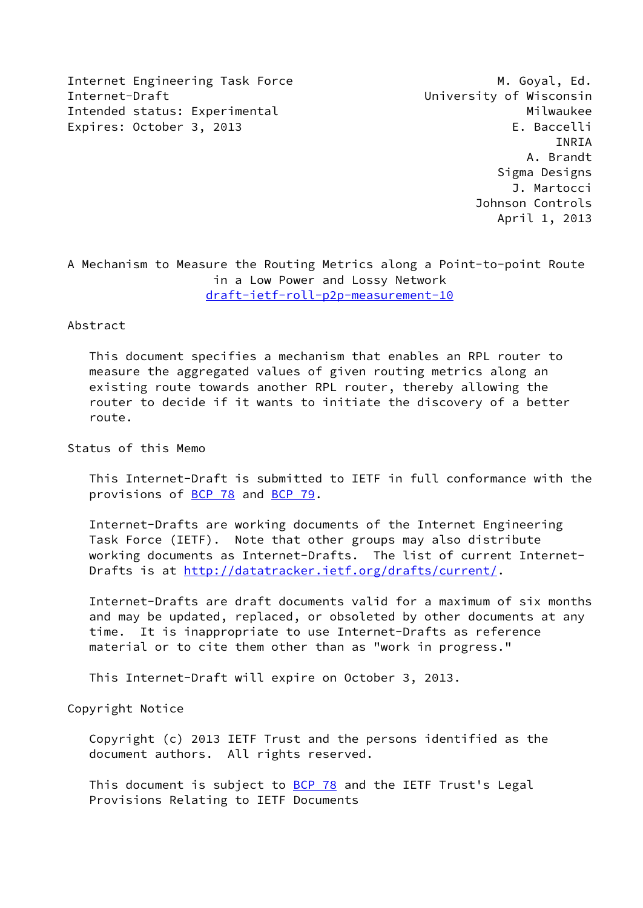Internet Engineering Task Force                            M. Goyal, Ed.
Internet-Draft                                University of Wisconsin
Intended status: Experimental                                Milwaukee
Expires: October 3, 2013                                   E. Baccelli
                                                                 INRIA
                                                             A. Brandt
                                                         Sigma Designs
                                                           J. Martocci
                                                       Johnson Controls
                                                         April 1, 2013

# A Mechanism to Measure the Routing Metrics along a Point-to-point Route in a Low Power and Lossy Network

draft-ietf-roll-p2p-measurement-10

## Abstract

This document specifies a mechanism that enables an RPL router to measure the aggregated values of given routing metrics along an existing route towards another RPL router, thereby allowing the router to decide if it wants to initiate the discovery of a better route.

## Status of this Memo

This Internet-Draft is submitted to IETF in full conformance with the provisions of BCP 78 and BCP 79.

Internet-Drafts are working documents of the Internet Engineering Task Force (IETF). Note that other groups may also distribute working documents as Internet-Drafts. The list of current Internet-Drafts is at http://datatracker.ietf.org/drafts/current/.

Internet-Drafts are draft documents valid for a maximum of six months and may be updated, replaced, or obsoleted by other documents at any time. It is inappropriate to use Internet-Drafts as reference material or to cite them other than as "work in progress."

This Internet-Draft will expire on October 3, 2013.

## Copyright Notice

Copyright (c) 2013 IETF Trust and the persons identified as the document authors. All rights reserved.

This document is subject to BCP 78 and the IETF Trust's Legal Provisions Relating to IETF Documents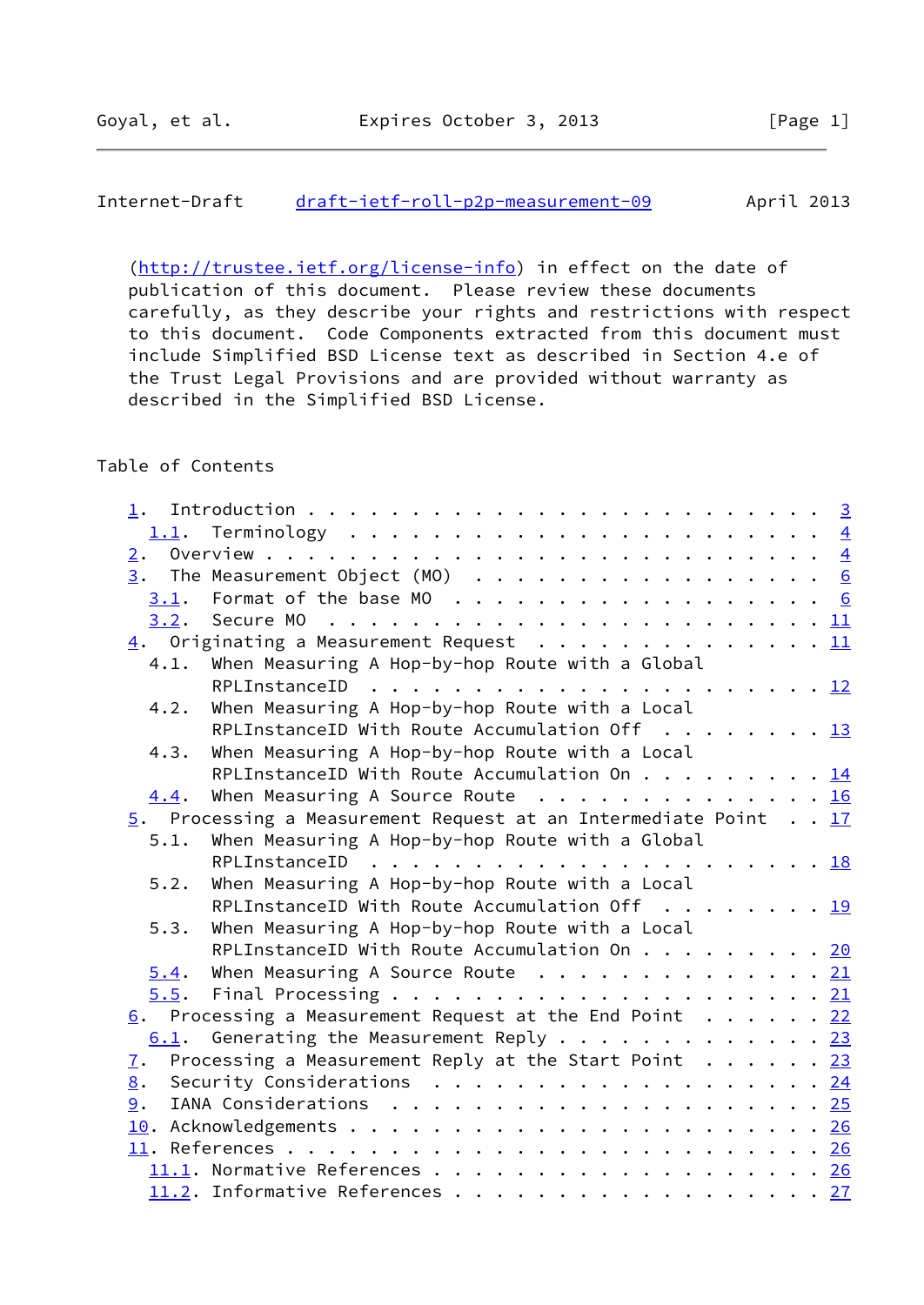(http://trustee.ietf.org/license-info) in effect on the date of publication of this document. Please review these documents carefully, as they describe your rights and restrictions with respect to this document. Code Components extracted from this document must include Simplified BSD License text as described in Section 4.e of the Trust Legal Provisions and are provided without warranty as described in the Simplified BSD License.

## Table of Contents

```
   1.  Introduction . . . . . . . . . . . . . . . . . . . . . . . .   3
     1.1.  Terminology  . . . . . . . . . . . . . . . . . . . . . .   4
   2.  Overview . . . . . . . . . . . . . . . . . . . . . . . . . .   4
   3.  The Measurement Object (MO)  . . . . . . . . . . . . . . . .   6
     3.1.  Format of the base MO  . . . . . . . . . . . . . . . . .   6
     3.2.  Secure MO  . . . . . . . . . . . . . . . . . . . . . . .  11
   4.  Originating a Measurement Request  . . . . . . . . . . . . .  11
     4.1.  When Measuring A Hop-by-hop Route with a Global
           RPLInstanceID  . . . . . . . . . . . . . . . . . . . . .  12
     4.2.  When Measuring A Hop-by-hop Route with a Local
           RPLInstanceID With Route Accumulation Off  . . . . . . .  13
     4.3.  When Measuring A Hop-by-hop Route with a Local
           RPLInstanceID With Route Accumulation On . . . . . . . .  14
     4.4.  When Measuring A Source Route  . . . . . . . . . . . . .  16
   5.  Processing a Measurement Request at an Intermediate Point  .  17
     5.1.  When Measuring A Hop-by-hop Route with a Global
           RPLInstanceID  . . . . . . . . . . . . . . . . . . . . .  18
     5.2.  When Measuring A Hop-by-hop Route with a Local
           RPLInstanceID With Route Accumulation Off  . . . . . . .  19
     5.3.  When Measuring A Hop-by-hop Route with a Local
           RPLInstanceID With Route Accumulation On . . . . . . . .  20
     5.4.  When Measuring A Source Route  . . . . . . . . . . . . .  21
     5.5.  Final Processing . . . . . . . . . . . . . . . . . . . .  21
   6.  Processing a Measurement Request at the End Point  . . . . .  22
     6.1.  Generating the Measurement Reply . . . . . . . . . . . .  23
   7.  Processing a Measurement Reply at the Start Point  . . . . .  23
   8.  Security Considerations  . . . . . . . . . . . . . . . . . .  24
   9.  IANA Considerations  . . . . . . . . . . . . . . . . . . . .  25
   10. Acknowledgements . . . . . . . . . . . . . . . . . . . . . .  26
   11. References . . . . . . . . . . . . . . . . . . . . . . . . .  26
     11.1. Normative References . . . . . . . . . . . . . . . . . .  26
     11.2. Informative References . . . . . . . . . . . . . . . . .  27
```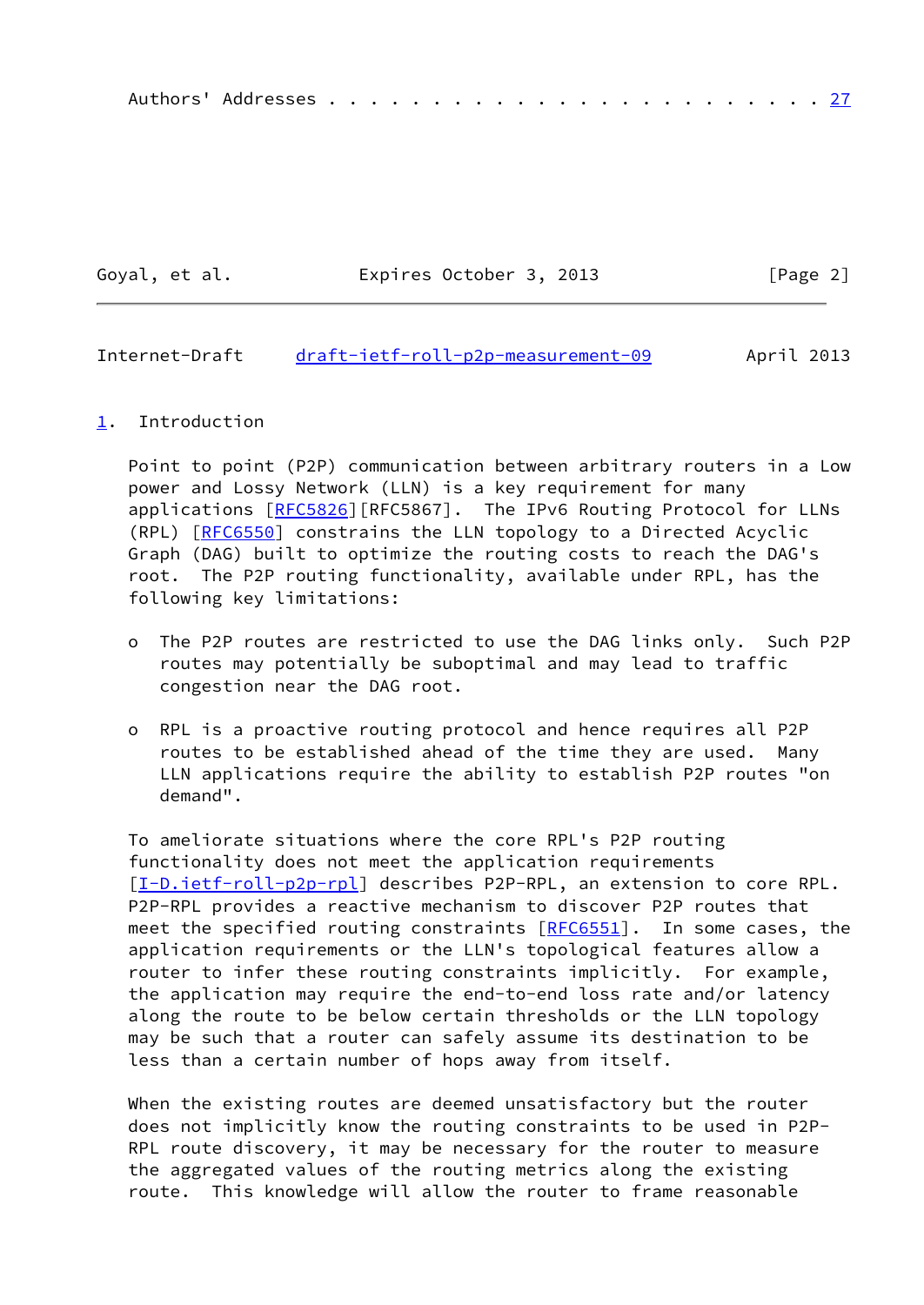Authors' Addresses . . . . . . . . . . . . . . . . . . . . . . . . 27

## 1. Introduction

Point to point (P2P) communication between arbitrary routers in a Low power and Lossy Network (LLN) is a key requirement for many applications [RFC5826][RFC5867]. The IPv6 Routing Protocol for LLNs (RPL) [RFC6550] constrains the LLN topology to a Directed Acyclic Graph (DAG) built to optimize the routing costs to reach the DAG's root. The P2P routing functionality, available under RPL, has the following key limitations:

- The P2P routes are restricted to use the DAG links only. Such P2P routes may potentially be suboptimal and may lead to traffic congestion near the DAG root.

- RPL is a proactive routing protocol and hence requires all P2P routes to be established ahead of the time they are used. Many LLN applications require the ability to establish P2P routes "on demand".

To ameliorate situations where the core RPL's P2P routing functionality does not meet the application requirements [I-D.ietf-roll-p2p-rpl] describes P2P-RPL, an extension to core RPL. P2P-RPL provides a reactive mechanism to discover P2P routes that meet the specified routing constraints [RFC6551]. In some cases, the application requirements or the LLN's topological features allow a router to infer these routing constraints implicitly. For example, the application may require the end-to-end loss rate and/or latency along the route to be below certain thresholds or the LLN topology may be such that a router can safely assume its destination to be less than a certain number of hops away from itself.

When the existing routes are deemed unsatisfactory but the router does not implicitly know the routing constraints to be used in P2P-RPL route discovery, it may be necessary for the router to measure the aggregated values of the routing metrics along the existing route. This knowledge will allow the router to frame reasonable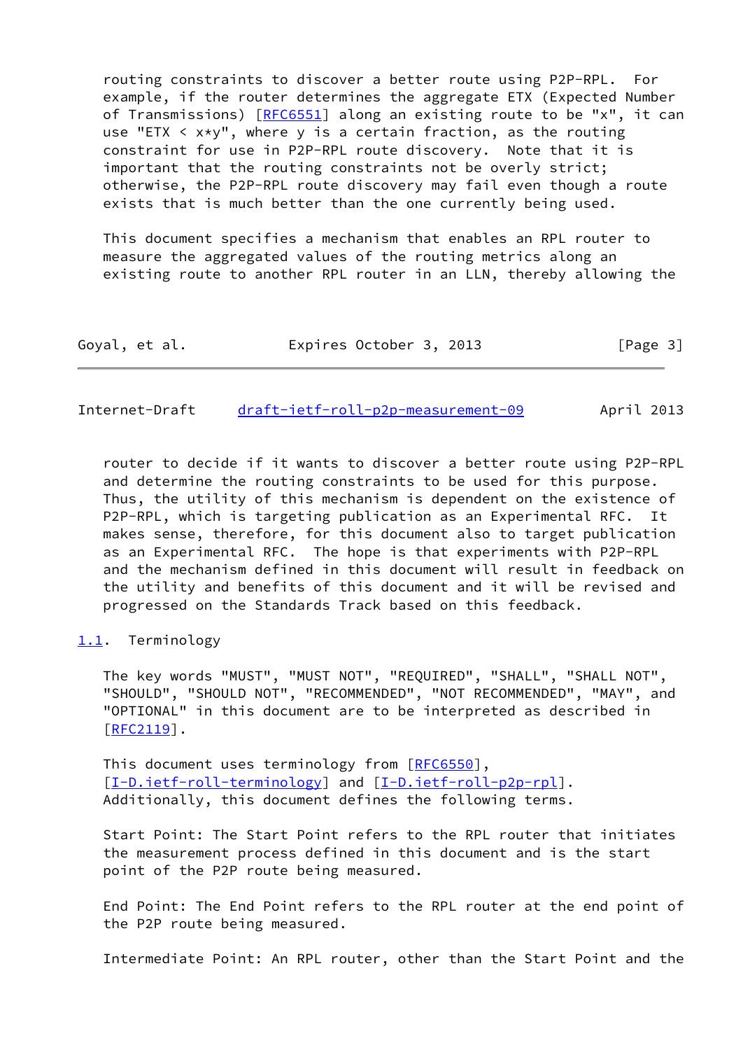routing constraints to discover a better route using P2P-RPL. For example, if the router determines the aggregate ETX (Expected Number of Transmissions) [RFC6551] along an existing route to be "x", it can use "ETX < x*y", where y is a certain fraction, as the routing constraint for use in P2P-RPL route discovery. Note that it is important that the routing constraints not be overly strict; otherwise, the P2P-RPL route discovery may fail even though a route exists that is much better than the one currently being used.

This document specifies a mechanism that enables an RPL router to measure the aggregated values of the routing metrics along an existing route to another RPL router in an LLN, thereby allowing the router to decide if it wants to discover a better route using P2P-RPL and determine the routing constraints to be used for this purpose. Thus, the utility of this mechanism is dependent on the existence of P2P-RPL, which is targeting publication as an Experimental RFC. It makes sense, therefore, for this document also to target publication as an Experimental RFC. The hope is that experiments with P2P-RPL and the mechanism defined in this document will result in feedback on the utility and benefits of this document and it will be revised and progressed on the Standards Track based on this feedback.

### 1.1. Terminology

The key words "MUST", "MUST NOT", "REQUIRED", "SHALL", "SHALL NOT", "SHOULD", "SHOULD NOT", "RECOMMENDED", "NOT RECOMMENDED", "MAY", and "OPTIONAL" in this document are to be interpreted as described in [RFC2119].

This document uses terminology from [RFC6550], [I-D.ietf-roll-terminology] and [I-D.ietf-roll-p2p-rpl]. Additionally, this document defines the following terms.

Start Point: The Start Point refers to the RPL router that initiates the measurement process defined in this document and is the start point of the P2P route being measured.

End Point: The End Point refers to the RPL router at the end point of the P2P route being measured.

Intermediate Point: An RPL router, other than the Start Point and the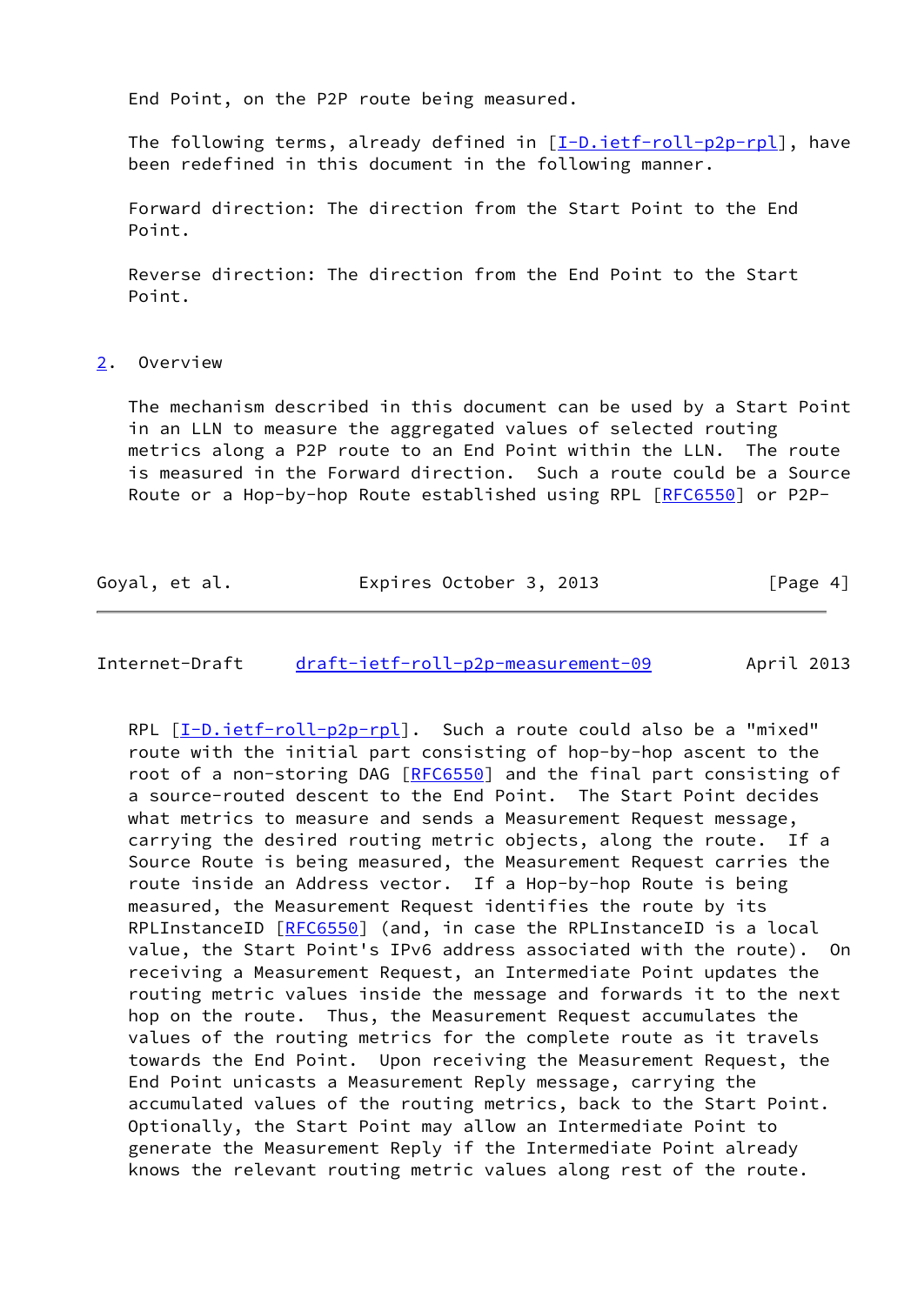End Point, on the P2P route being measured.

The following terms, already defined in [I-D.ietf-roll-p2p-rpl], have been redefined in this document in the following manner.

Forward direction: The direction from the Start Point to the End Point.

Reverse direction: The direction from the End Point to the Start Point.

## 2. Overview

The mechanism described in this document can be used by a Start Point in an LLN to measure the aggregated values of selected routing metrics along a P2P route to an End Point within the LLN. The route is measured in the Forward direction. Such a route could be a Source Route or a Hop-by-hop Route established using RPL [RFC6550] or P2P-RPL [I-D.ietf-roll-p2p-rpl]. Such a route could also be a "mixed" route with the initial part consisting of hop-by-hop ascent to the root of a non-storing DAG [RFC6550] and the final part consisting of a source-routed descent to the End Point. The Start Point decides what metrics to measure and sends a Measurement Request message, carrying the desired routing metric objects, along the route. If a Source Route is being measured, the Measurement Request carries the route inside an Address vector. If a Hop-by-hop Route is being measured, the Measurement Request identifies the route by its RPLInstanceID [RFC6550] (and, in case the RPLInstanceID is a local value, the Start Point's IPv6 address associated with the route). On receiving a Measurement Request, an Intermediate Point updates the routing metric values inside the message and forwards it to the next hop on the route. Thus, the Measurement Request accumulates the values of the routing metrics for the complete route as it travels towards the End Point. Upon receiving the Measurement Request, the End Point unicasts a Measurement Reply message, carrying the accumulated values of the routing metrics, back to the Start Point. Optionally, the Start Point may allow an Intermediate Point to generate the Measurement Reply if the Intermediate Point already knows the relevant routing metric values along rest of the route.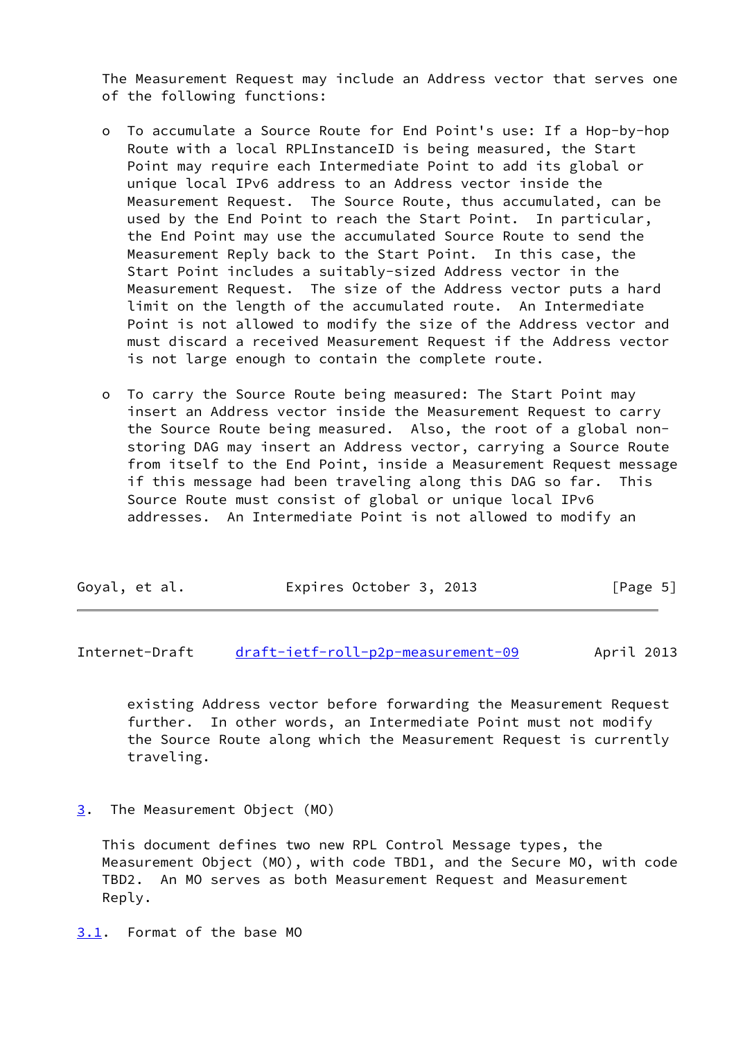The Measurement Request may include an Address vector that serves one of the following functions:

- To accumulate a Source Route for End Point's use: If a Hop-by-hop Route with a local RPLInstanceID is being measured, the Start Point may require each Intermediate Point to add its global or unique local IPv6 address to an Address vector inside the Measurement Request. The Source Route, thus accumulated, can be used by the End Point to reach the Start Point. In particular, the End Point may use the accumulated Source Route to send the Measurement Reply back to the Start Point. In this case, the Start Point includes a suitably-sized Address vector in the Measurement Request. The size of the Address vector puts a hard limit on the length of the accumulated route. An Intermediate Point is not allowed to modify the size of the Address vector and must discard a received Measurement Request if the Address vector is not large enough to contain the complete route.

- To carry the Source Route being measured: The Start Point may insert an Address vector inside the Measurement Request to carry the Source Route being measured. Also, the root of a global non-storing DAG may insert an Address vector, carrying a Source Route from itself to the End Point, inside a Measurement Request message if this message had been traveling along this DAG so far. This Source Route must consist of global or unique local IPv6 addresses. An Intermediate Point is not allowed to modify an existing Address vector before forwarding the Measurement Request further. In other words, an Intermediate Point must not modify the Source Route along which the Measurement Request is currently traveling.

## 3. The Measurement Object (MO)

This document defines two new RPL Control Message types, the Measurement Object (MO), with code TBD1, and the Secure MO, with code TBD2. An MO serves as both Measurement Request and Measurement Reply.

### 3.1. Format of the base MO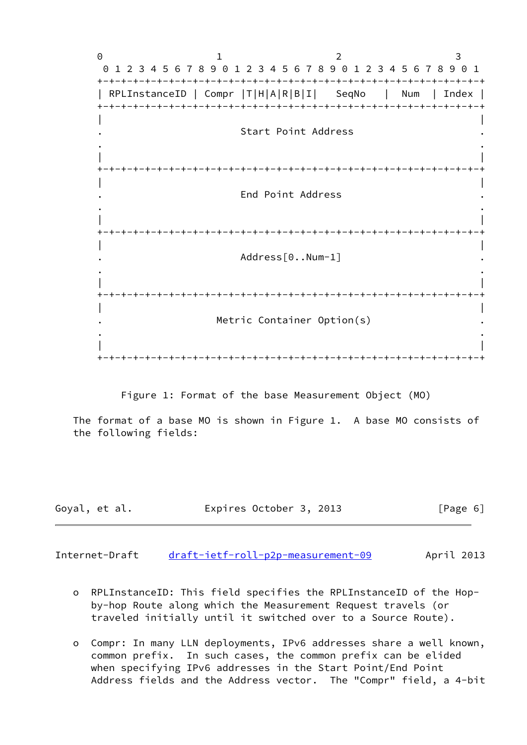```
 0                   1                   2                   3
 0 1 2 3 4 5 6 7 8 9 0 1 2 3 4 5 6 7 8 9 0 1 2 3 4 5 6 7 8 9 0 1
+-+-+-+-+-+-+-+-+-+-+-+-+-+-+-+-+-+-+-+-+-+-+-+-+-+-+-+-+-+-+-+-+
| RPLInstanceID | Compr |T|H|A|R|B|I|   SeqNo   |  Num  | Index |
+-+-+-+-+-+-+-+-+-+-+-+-+-+-+-+-+-+-+-+-+-+-+-+-+-+-+-+-+-+-+-+-+
|                                                               |
.                      Start Point Address                      .
.                                                               .
|                                                               |
+-+-+-+-+-+-+-+-+-+-+-+-+-+-+-+-+-+-+-+-+-+-+-+-+-+-+-+-+-+-+-+-+
|                                                               |
.                      End Point Address                        .
.                                                               .
|                                                               |
+-+-+-+-+-+-+-+-+-+-+-+-+-+-+-+-+-+-+-+-+-+-+-+-+-+-+-+-+-+-+-+-+
|                                                               |
.                      Address[0..Num-1]                        .
.                                                               .
|                                                               |
+-+-+-+-+-+-+-+-+-+-+-+-+-+-+-+-+-+-+-+-+-+-+-+-+-+-+-+-+-+-+-+-+
|                                                               |
.                  Metric Container Option(s)                   .
.                                                               .
|                                                               |
+-+-+-+-+-+-+-+-+-+-+-+-+-+-+-+-+-+-+-+-+-+-+-+-+-+-+-+-+-+-+-+-+
```

Figure 1: Format of the base Measurement Object (MO)

The format of a base MO is shown in Figure 1. A base MO consists of the following fields:

- RPLInstanceID: This field specifies the RPLInstanceID of the Hop-by-hop Route along which the Measurement Request travels (or traveled initially until it switched over to a Source Route).

- Compr: In many LLN deployments, IPv6 addresses share a well known, common prefix. In such cases, the common prefix can be elided when specifying IPv6 addresses in the Start Point/End Point Address fields and the Address vector. The "Compr" field, a 4-bit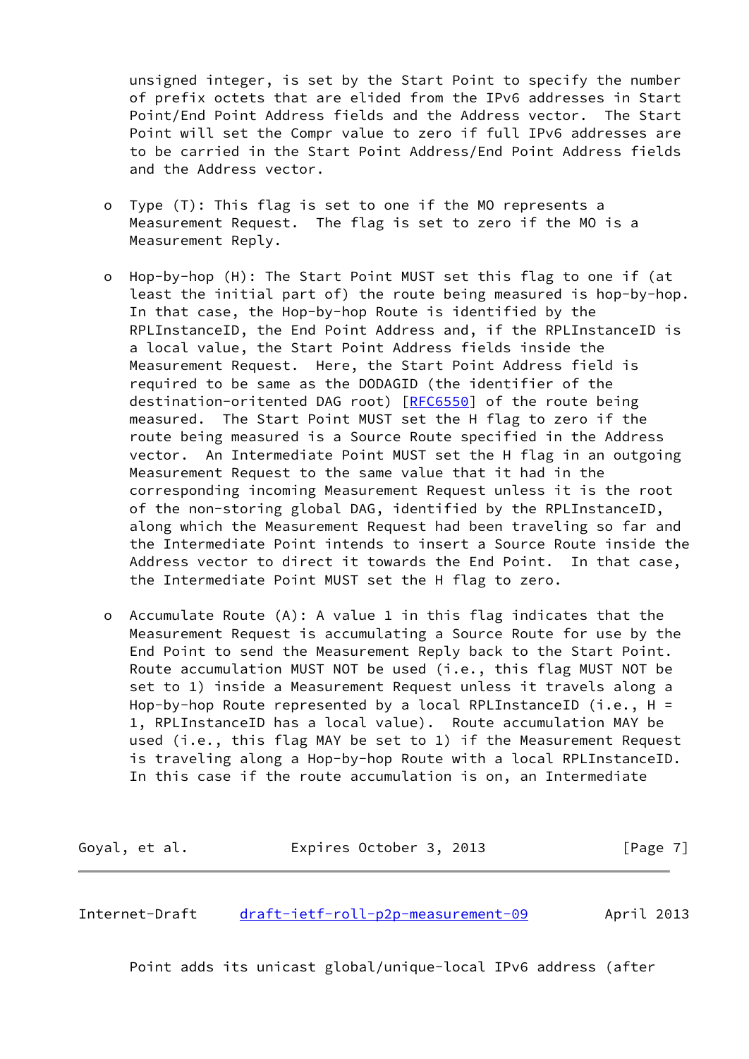unsigned integer, is set by the Start Point to specify the number of prefix octets that are elided from the IPv6 addresses in Start Point/End Point Address fields and the Address vector. The Start Point will set the Compr value to zero if full IPv6 addresses are to be carried in the Start Point Address/End Point Address fields and the Address vector.

- Type (T): This flag is set to one if the MO represents a Measurement Request. The flag is set to zero if the MO is a Measurement Reply.

- Hop-by-hop (H): The Start Point MUST set this flag to one if (at least the initial part of) the route being measured is hop-by-hop. In that case, the Hop-by-hop Route is identified by the RPLInstanceID, the End Point Address and, if the RPLInstanceID is a local value, the Start Point Address fields inside the Measurement Request. Here, the Start Point Address field is required to be same as the DODAGID (the identifier of the destination-oriented DAG root) [RFC6550] of the route being measured. The Start Point MUST set the H flag to zero if the route being measured is a Source Route specified in the Address vector. An Intermediate Point MUST set the H flag in an outgoing Measurement Request to the same value that it had in the corresponding incoming Measurement Request unless it is the root of the non-storing global DAG, identified by the RPLInstanceID, along which the Measurement Request had been traveling so far and the Intermediate Point intends to insert a Source Route inside the Address vector to direct it towards the End Point. In that case, the Intermediate Point MUST set the H flag to zero.

- Accumulate Route (A): A value 1 in this flag indicates that the Measurement Request is accumulating a Source Route for use by the End Point to send the Measurement Reply back to the Start Point. Route accumulation MUST NOT be used (i.e., this flag MUST NOT be set to 1) inside a Measurement Request unless it travels along a Hop-by-hop Route represented by a local RPLInstanceID (i.e., H = 1, RPLInstanceID has a local value). Route accumulation MAY be used (i.e., this flag MAY be set to 1) if the Measurement Request is traveling along a Hop-by-hop Route with a local RPLInstanceID. In this case if the route accumulation is on, an Intermediate Point adds its unicast global/unique-local IPv6 address (after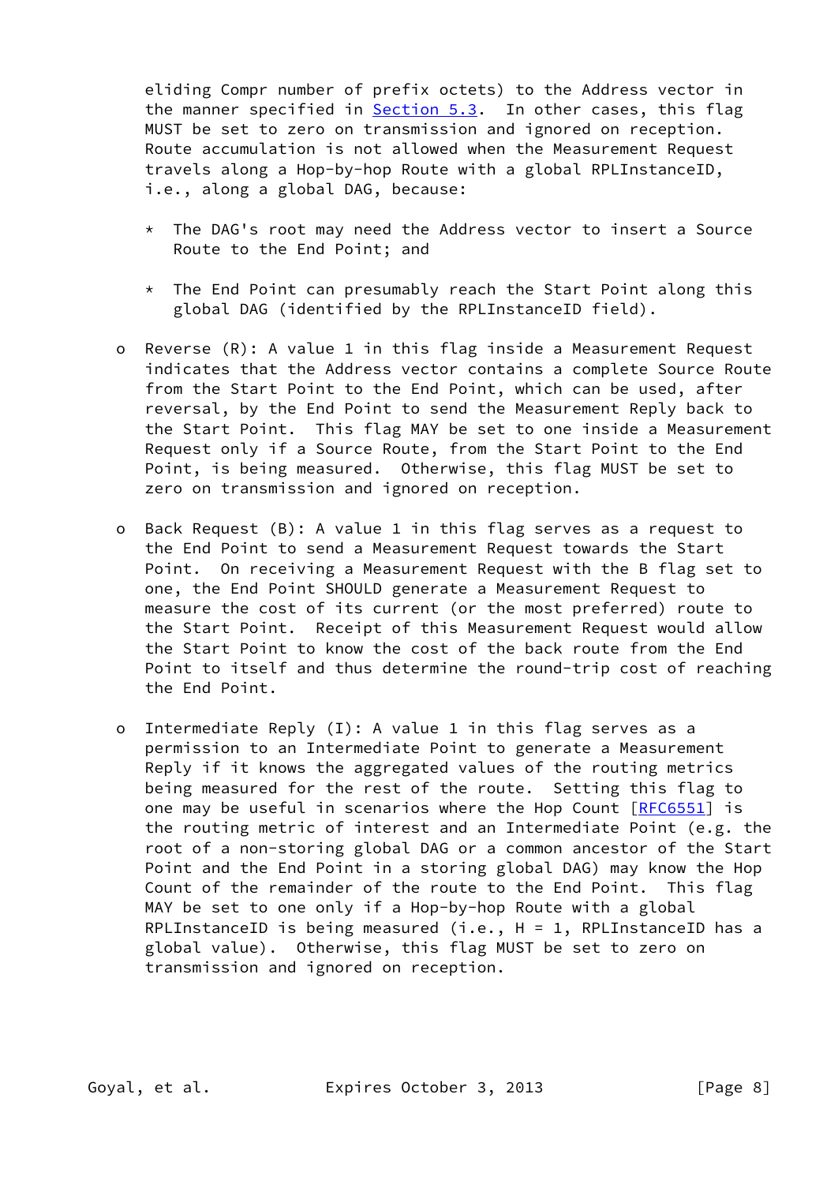eliding Compr number of prefix octets) to the Address vector in the manner specified in Section 5.3. In other cases, this flag MUST be set to zero on transmission and ignored on reception. Route accumulation is not allowed when the Measurement Request travels along a Hop-by-hop Route with a global RPLInstanceID, i.e., along a global DAG, because:

* The DAG's root may need the Address vector to insert a Source Route to the End Point; and
* The End Point can presumably reach the Start Point along this global DAG (identified by the RPLInstanceID field).

- Reverse (R): A value 1 in this flag inside a Measurement Request indicates that the Address vector contains a complete Source Route from the Start Point to the End Point, which can be used, after reversal, by the End Point to send the Measurement Reply back to the Start Point. This flag MAY be set to one inside a Measurement Request only if a Source Route, from the Start Point to the End Point, is being measured. Otherwise, this flag MUST be set to zero on transmission and ignored on reception.

- Back Request (B): A value 1 in this flag serves as a request to the End Point to send a Measurement Request towards the Start Point. On receiving a Measurement Request with the B flag set to one, the End Point SHOULD generate a Measurement Request to measure the cost of its current (or the most preferred) route to the Start Point. Receipt of this Measurement Request would allow the Start Point to know the cost of the back route from the End Point to itself and thus determine the round-trip cost of reaching the End Point.

- Intermediate Reply (I): A value 1 in this flag serves as a permission to an Intermediate Point to generate a Measurement Reply if it knows the aggregated values of the routing metrics being measured for the rest of the route. Setting this flag to one may be useful in scenarios where the Hop Count [RFC6551] is the routing metric of interest and an Intermediate Point (e.g. the root of a non-storing global DAG or a common ancestor of the Start Point and the End Point in a storing global DAG) may know the Hop Count of the remainder of the route to the End Point. This flag MAY be set to one only if a Hop-by-hop Route with a global RPLInstanceID is being measured (i.e., H = 1, RPLInstanceID has a global value). Otherwise, this flag MUST be set to zero on transmission and ignored on reception.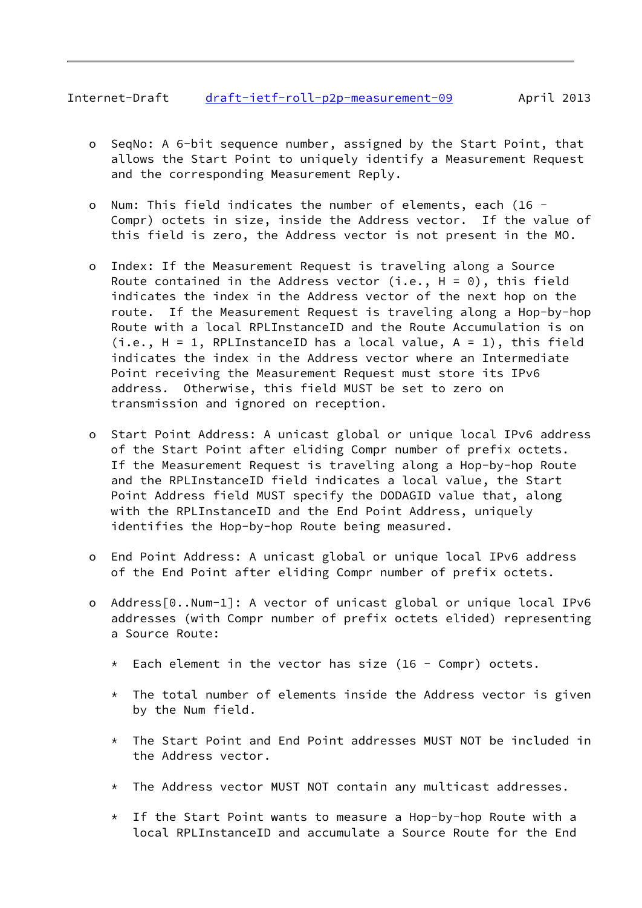- SeqNo: A 6-bit sequence number, assigned by the Start Point, that allows the Start Point to uniquely identify a Measurement Request and the corresponding Measurement Reply.

- Num: This field indicates the number of elements, each (16 - Compr) octets in size, inside the Address vector. If the value of this field is zero, the Address vector is not present in the MO.

- Index: If the Measurement Request is traveling along a Source Route contained in the Address vector (i.e., H = 0), this field indicates the index in the Address vector of the next hop on the route. If the Measurement Request is traveling along a Hop-by-hop Route with a local RPLInstanceID and the Route Accumulation is on (i.e., H = 1, RPLInstanceID has a local value, A = 1), this field indicates the index in the Address vector where an Intermediate Point receiving the Measurement Request must store its IPv6 address. Otherwise, this field MUST be set to zero on transmission and ignored on reception.

- Start Point Address: A unicast global or unique local IPv6 address of the Start Point after eliding Compr number of prefix octets. If the Measurement Request is traveling along a Hop-by-hop Route and the RPLInstanceID field indicates a local value, the Start Point Address field MUST specify the DODAGID value that, along with the RPLInstanceID and the End Point Address, uniquely identifies the Hop-by-hop Route being measured.

- End Point Address: A unicast global or unique local IPv6 address of the End Point after eliding Compr number of prefix octets.

- Address[0..Num-1]: A vector of unicast global or unique local IPv6 addresses (with Compr number of prefix octets elided) representing a Source Route:

  * Each element in the vector has size (16 - Compr) octets.

  * The total number of elements inside the Address vector is given by the Num field.

  * The Start Point and End Point addresses MUST NOT be included in the Address vector.

  * The Address vector MUST NOT contain any multicast addresses.

  * If the Start Point wants to measure a Hop-by-hop Route with a local RPLInstanceID and accumulate a Source Route for the End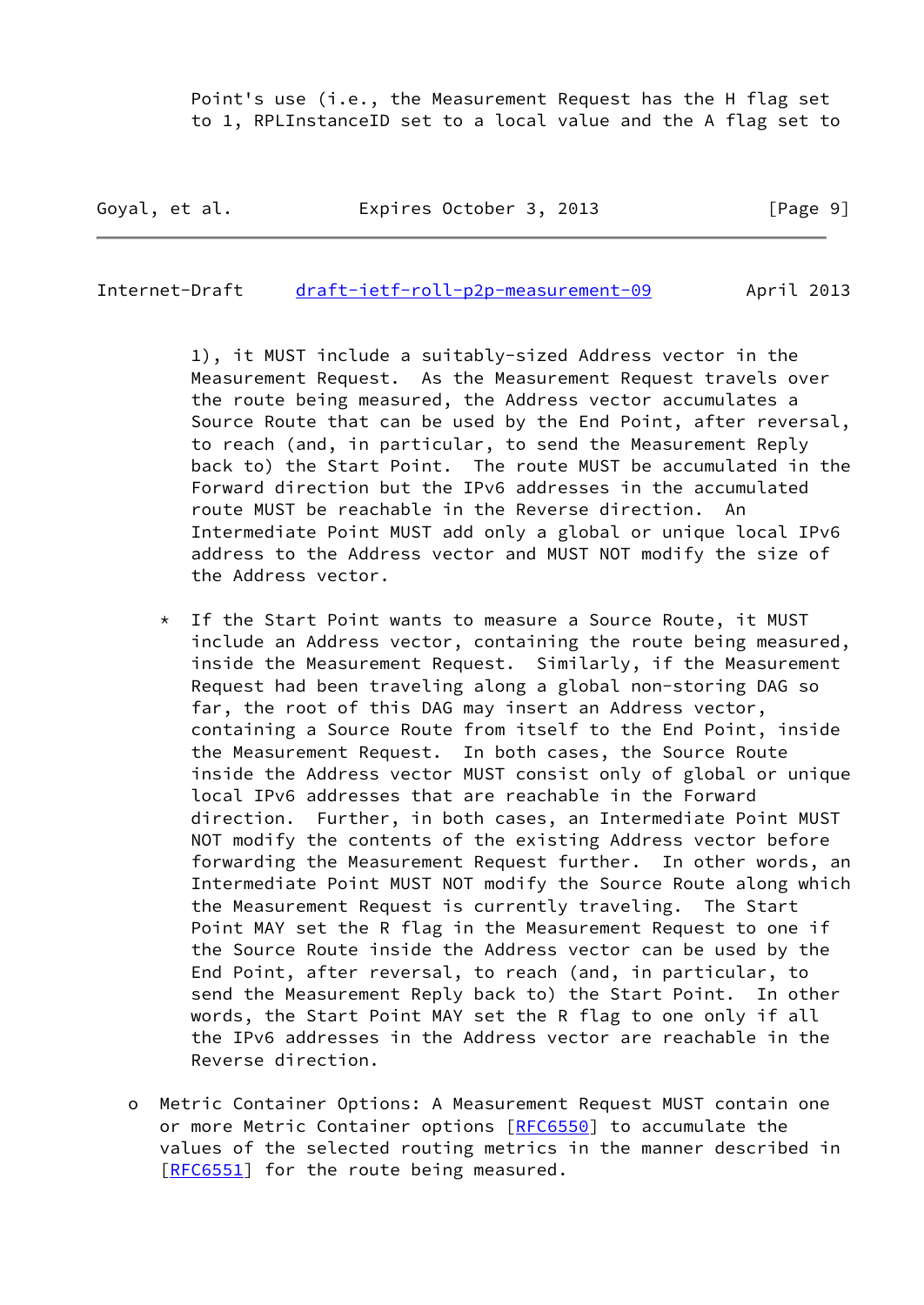Point's use (i.e., the Measurement Request has the H flag set to 1, RPLInstanceID set to a local value and the A flag set to 1), it MUST include a suitably-sized Address vector in the Measurement Request. As the Measurement Request travels over the route being measured, the Address vector accumulates a Source Route that can be used by the End Point, after reversal, to reach (and, in particular, to send the Measurement Reply back to) the Start Point. The route MUST be accumulated in the Forward direction but the IPv6 addresses in the accumulated route MUST be reachable in the Reverse direction. An Intermediate Point MUST add only a global or unique local IPv6 address to the Address vector and MUST NOT modify the size of the Address vector.

  * If the Start Point wants to measure a Source Route, it MUST include an Address vector, containing the route being measured, inside the Measurement Request. Similarly, if the Measurement Request had been traveling along a global non-storing DAG so far, the root of this DAG may insert an Address vector, containing a Source Route from itself to the End Point, inside the Measurement Request. In both cases, the Source Route inside the Address vector MUST consist only of global or unique local IPv6 addresses that are reachable in the Forward direction. Further, in both cases, an Intermediate Point MUST NOT modify the contents of the existing Address vector before forwarding the Measurement Request further. In other words, an Intermediate Point MUST NOT modify the Source Route along which the Measurement Request is currently traveling. The Start Point MAY set the R flag in the Measurement Request to one if the Source Route inside the Address vector can be used by the End Point, after reversal, to reach (and, in particular, to send the Measurement Reply back to) the Start Point. In other words, the Start Point MAY set the R flag to one only if all the IPv6 addresses in the Address vector are reachable in the Reverse direction.

- Metric Container Options: A Measurement Request MUST contain one or more Metric Container options [RFC6550] to accumulate the values of the selected routing metrics in the manner described in [RFC6551] for the route being measured.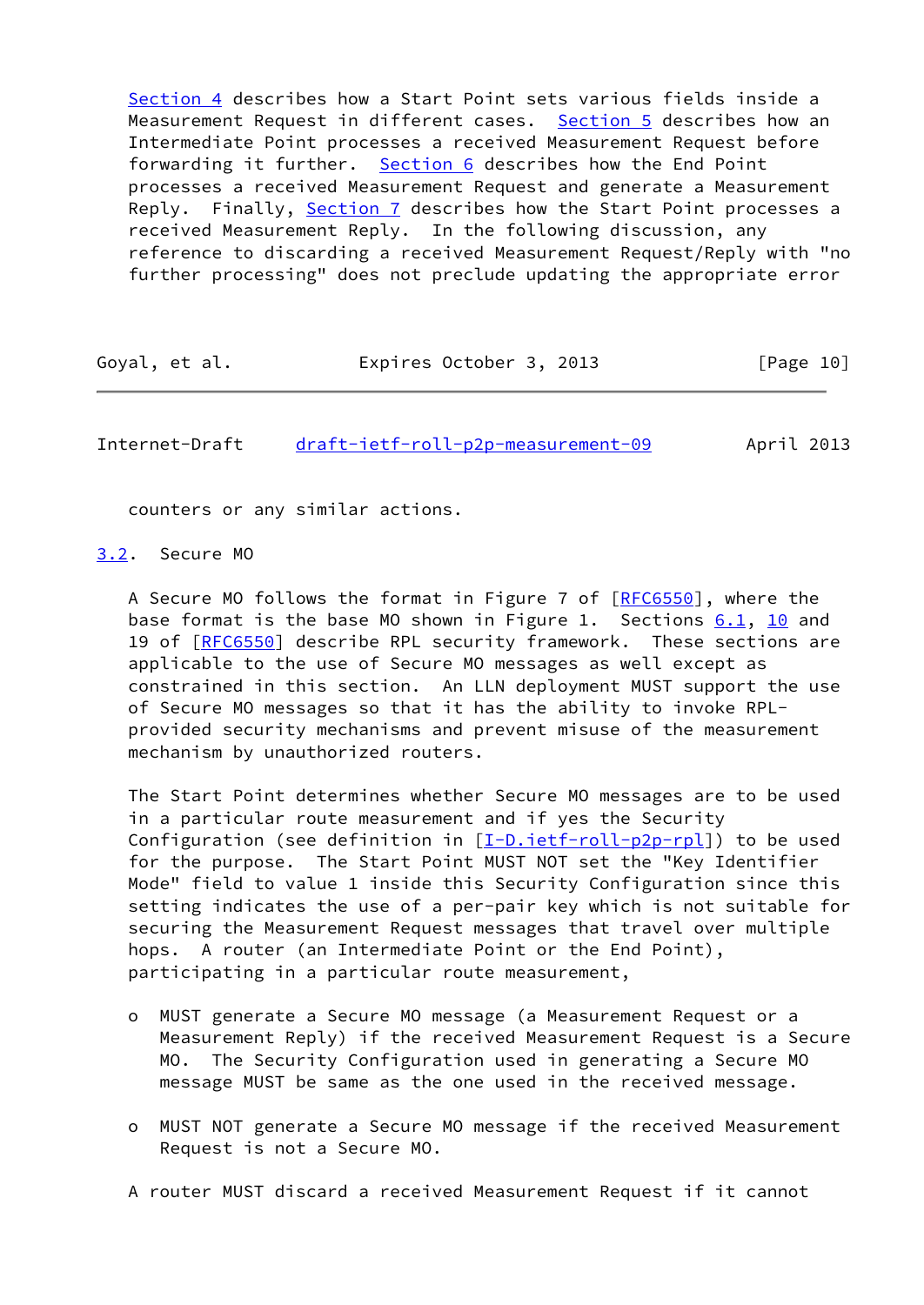Section 4 describes how a Start Point sets various fields inside a Measurement Request in different cases. Section 5 describes how an Intermediate Point processes a received Measurement Request before forwarding it further. Section 6 describes how the End Point processes a received Measurement Request and generate a Measurement Reply. Finally, Section 7 describes how the Start Point processes a received Measurement Reply. In the following discussion, any reference to discarding a received Measurement Request/Reply with "no further processing" does not preclude updating the appropriate error counters or any similar actions.

### 3.2. Secure MO

A Secure MO follows the format in Figure 7 of [RFC6550], where the base format is the base MO shown in Figure 1. Sections 6.1, 10 and 19 of [RFC6550] describe RPL security framework. These sections are applicable to the use of Secure MO messages as well except as constrained in this section. An LLN deployment MUST support the use of Secure MO messages so that it has the ability to invoke RPL-provided security mechanisms and prevent misuse of the measurement mechanism by unauthorized routers.

The Start Point determines whether Secure MO messages are to be used in a particular route measurement and if yes the Security Configuration (see definition in [I-D.ietf-roll-p2p-rpl]) to be used for the purpose. The Start Point MUST NOT set the "Key Identifier Mode" field to value 1 inside this Security Configuration since this setting indicates the use of a per-pair key which is not suitable for securing the Measurement Request messages that travel over multiple hops. A router (an Intermediate Point or the End Point), participating in a particular route measurement,

- MUST generate a Secure MO message (a Measurement Request or a Measurement Reply) if the received Measurement Request is a Secure MO. The Security Configuration used in generating a Secure MO message MUST be same as the one used in the received message.

- MUST NOT generate a Secure MO message if the received Measurement Request is not a Secure MO.

A router MUST discard a received Measurement Request if it cannot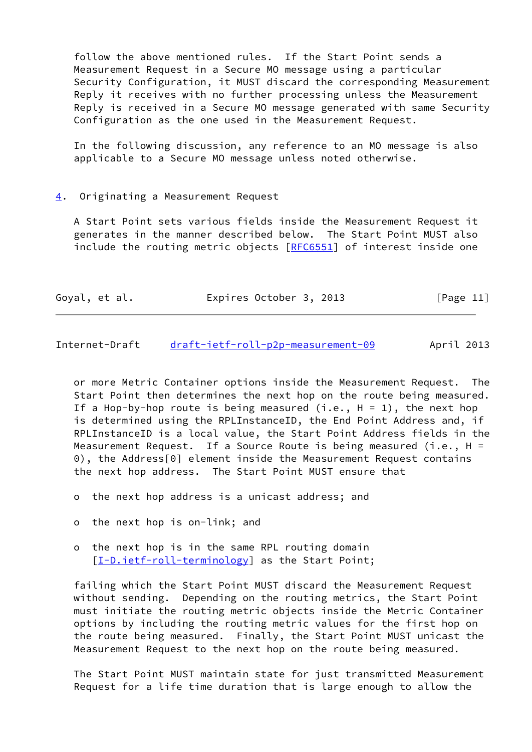follow the above mentioned rules. If the Start Point sends a Measurement Request in a Secure MO message using a particular Security Configuration, it MUST discard the corresponding Measurement Reply it receives with no further processing unless the Measurement Reply is received in a Secure MO message generated with same Security Configuration as the one used in the Measurement Request.

In the following discussion, any reference to an MO message is also applicable to a Secure MO message unless noted otherwise.

## 4. Originating a Measurement Request

A Start Point sets various fields inside the Measurement Request it generates in the manner described below. The Start Point MUST also include the routing metric objects [RFC6551] of interest inside one or more Metric Container options inside the Measurement Request. The Start Point then determines the next hop on the route being measured. If a Hop-by-hop route is being measured (i.e., H = 1), the next hop is determined using the RPLInstanceID, the End Point Address and, if RPLInstanceID is a local value, the Start Point Address fields in the Measurement Request. If a Source Route is being measured (i.e., H = 0), the Address[0] element inside the Measurement Request contains the next hop address. The Start Point MUST ensure that

- the next hop address is a unicast address; and
- the next hop is on-link; and
- the next hop is in the same RPL routing domain [I-D.ietf-roll-terminology] as the Start Point;

failing which the Start Point MUST discard the Measurement Request without sending. Depending on the routing metrics, the Start Point must initiate the routing metric objects inside the Metric Container options by including the routing metric values for the first hop on the route being measured. Finally, the Start Point MUST unicast the Measurement Request to the next hop on the route being measured.

The Start Point MUST maintain state for just transmitted Measurement Request for a life time duration that is large enough to allow the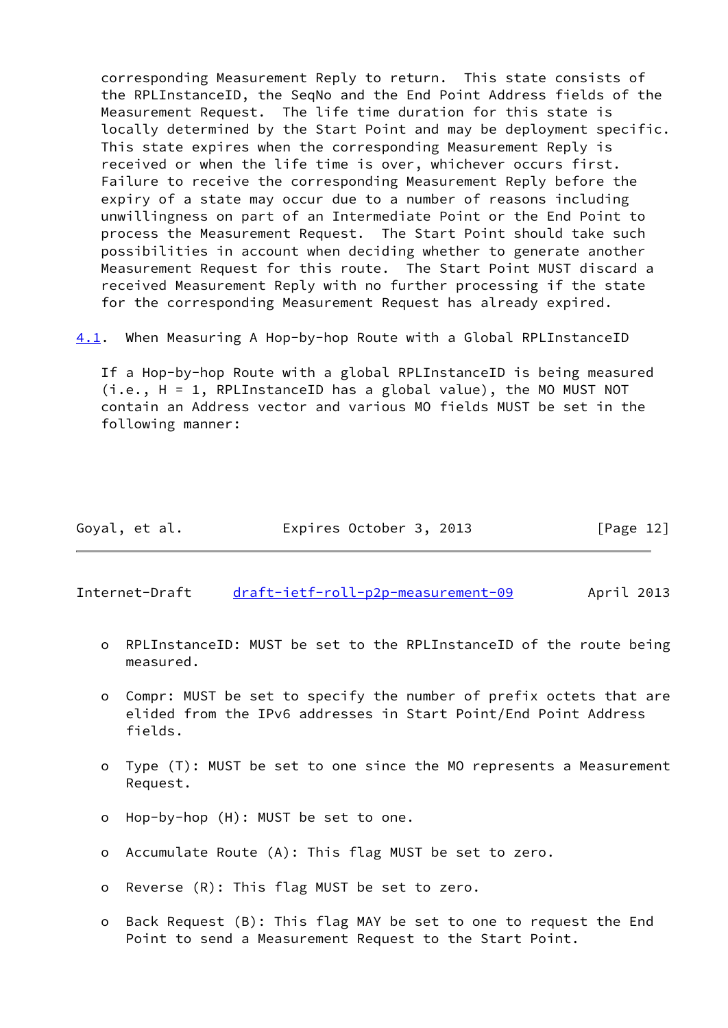corresponding Measurement Reply to return. This state consists of the RPLInstanceID, the SeqNo and the End Point Address fields of the Measurement Request. The life time duration for this state is locally determined by the Start Point and may be deployment specific. This state expires when the corresponding Measurement Reply is received or when the life time is over, whichever occurs first. Failure to receive the corresponding Measurement Reply before the expiry of a state may occur due to a number of reasons including unwillingness on part of an Intermediate Point or the End Point to process the Measurement Request. The Start Point should take such possibilities in account when deciding whether to generate another Measurement Request for this route. The Start Point MUST discard a received Measurement Reply with no further processing if the state for the corresponding Measurement Request has already expired.

### 4.1. When Measuring A Hop-by-hop Route with a Global RPLInstanceID

If a Hop-by-hop Route with a global RPLInstanceID is being measured (i.e., H = 1, RPLInstanceID has a global value), the MO MUST NOT contain an Address vector and various MO fields MUST be set in the following manner:

- RPLInstanceID: MUST be set to the RPLInstanceID of the route being measured.

- Compr: MUST be set to specify the number of prefix octets that are elided from the IPv6 addresses in Start Point/End Point Address fields.

- Type (T): MUST be set to one since the MO represents a Measurement Request.

- Hop-by-hop (H): MUST be set to one.

- Accumulate Route (A): This flag MUST be set to zero.

- Reverse (R): This flag MUST be set to zero.

- Back Request (B): This flag MAY be set to one to request the End Point to send a Measurement Request to the Start Point.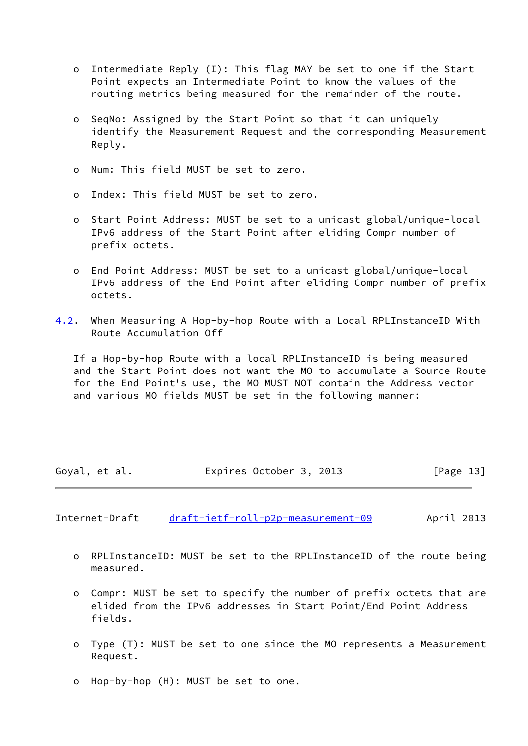- Intermediate Reply (I): This flag MAY be set to one if the Start Point expects an Intermediate Point to know the values of the routing metrics being measured for the remainder of the route.

- SeqNo: Assigned by the Start Point so that it can uniquely identify the Measurement Request and the corresponding Measurement Reply.

- Num: This field MUST be set to zero.

- Index: This field MUST be set to zero.

- Start Point Address: MUST be set to a unicast global/unique-local IPv6 address of the Start Point after eliding Compr number of prefix octets.

- End Point Address: MUST be set to a unicast global/unique-local IPv6 address of the End Point after eliding Compr number of prefix octets.

### 4.2. When Measuring A Hop-by-hop Route with a Local RPLInstanceID With Route Accumulation Off

If a Hop-by-hop Route with a local RPLInstanceID is being measured and the Start Point does not want the MO to accumulate a Source Route for the End Point's use, the MO MUST NOT contain the Address vector and various MO fields MUST be set in the following manner:

- RPLInstanceID: MUST be set to the RPLInstanceID of the route being measured.

- Compr: MUST be set to specify the number of prefix octets that are elided from the IPv6 addresses in Start Point/End Point Address fields.

- Type (T): MUST be set to one since the MO represents a Measurement Request.

- Hop-by-hop (H): MUST be set to one.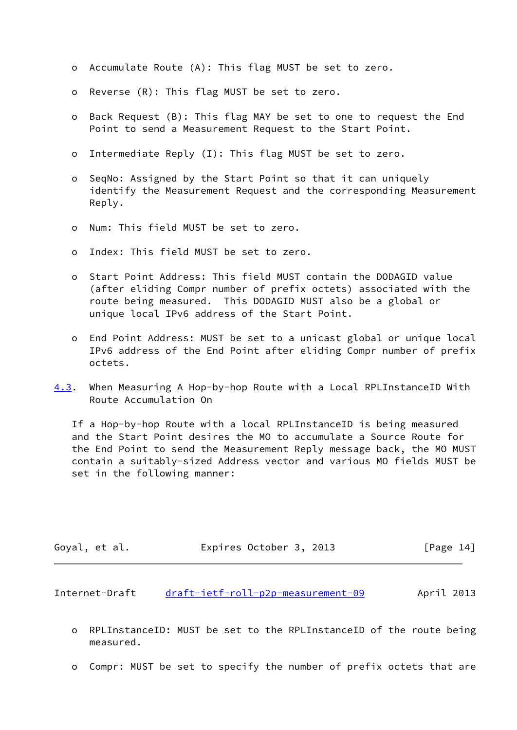- Accumulate Route (A): This flag MUST be set to zero.

- Reverse (R): This flag MUST be set to zero.

- Back Request (B): This flag MAY be set to one to request the End Point to send a Measurement Request to the Start Point.

- Intermediate Reply (I): This flag MUST be set to zero.

- SeqNo: Assigned by the Start Point so that it can uniquely identify the Measurement Request and the corresponding Measurement Reply.

- Num: This field MUST be set to zero.

- Index: This field MUST be set to zero.

- Start Point Address: This field MUST contain the DODAGID value (after eliding Compr number of prefix octets) associated with the route being measured. This DODAGID MUST also be a global or unique local IPv6 address of the Start Point.

- End Point Address: MUST be set to a unicast global or unique local IPv6 address of the End Point after eliding Compr number of prefix octets.

### 4.3. When Measuring A Hop-by-hop Route with a Local RPLInstanceID With Route Accumulation On

If a Hop-by-hop Route with a local RPLInstanceID is being measured and the Start Point desires the MO to accumulate a Source Route for the End Point to send the Measurement Reply message back, the MO MUST contain a suitably-sized Address vector and various MO fields MUST be set in the following manner:

- RPLInstanceID: MUST be set to the RPLInstanceID of the route being measured.

- Compr: MUST be set to specify the number of prefix octets that are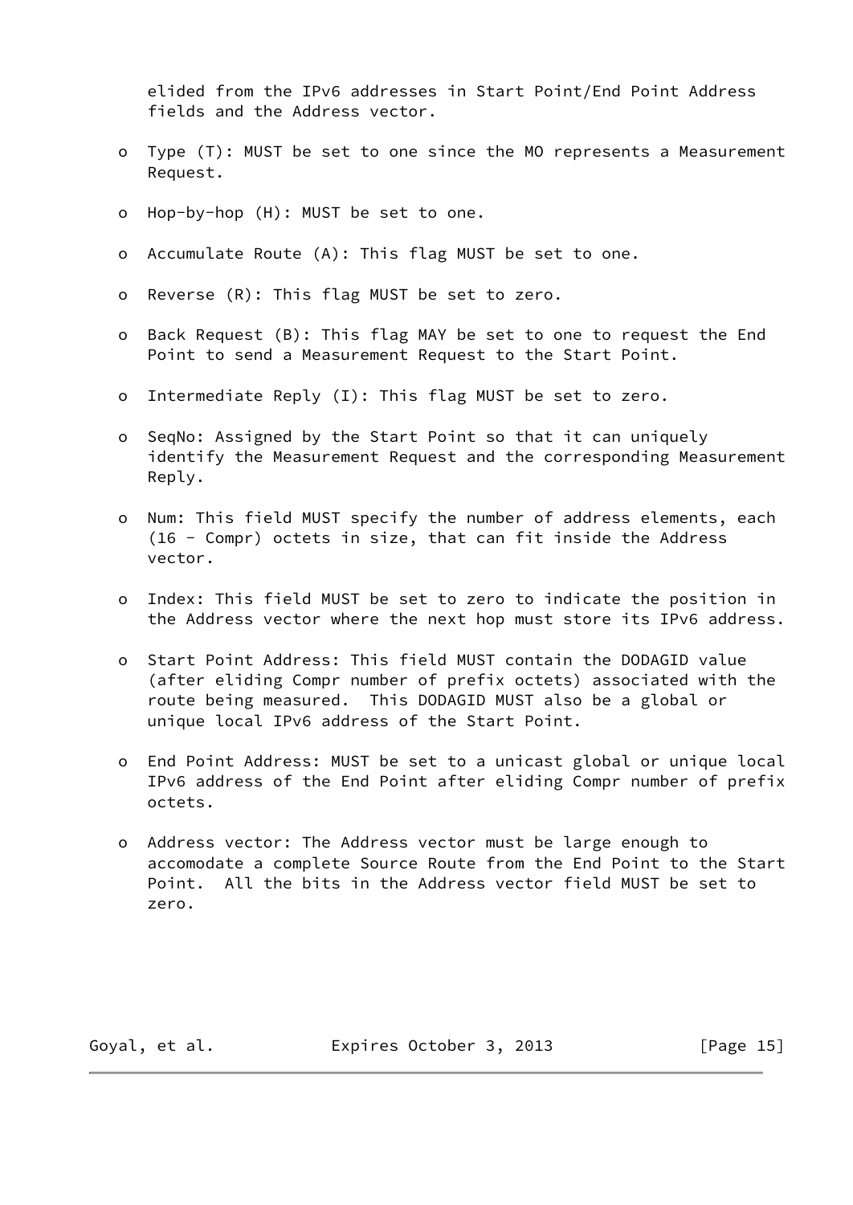elided from the IPv6 addresses in Start Point/End Point Address fields and the Address vector.

- Type (T): MUST be set to one since the MO represents a Measurement Request.

- Hop-by-hop (H): MUST be set to one.

- Accumulate Route (A): This flag MUST be set to one.

- Reverse (R): This flag MUST be set to zero.

- Back Request (B): This flag MAY be set to one to request the End Point to send a Measurement Request to the Start Point.

- Intermediate Reply (I): This flag MUST be set to zero.

- SeqNo: Assigned by the Start Point so that it can uniquely identify the Measurement Request and the corresponding Measurement Reply.

- Num: This field MUST specify the number of address elements, each (16 - Compr) octets in size, that can fit inside the Address vector.

- Index: This field MUST be set to zero to indicate the position in the Address vector where the next hop must store its IPv6 address.

- Start Point Address: This field MUST contain the DODAGID value (after eliding Compr number of prefix octets) associated with the route being measured. This DODAGID MUST also be a global or unique local IPv6 address of the Start Point.

- End Point Address: MUST be set to a unicast global or unique local IPv6 address of the End Point after eliding Compr number of prefix octets.

- Address vector: The Address vector must be large enough to accomodate a complete Source Route from the End Point to the Start Point. All the bits in the Address vector field MUST be set to zero.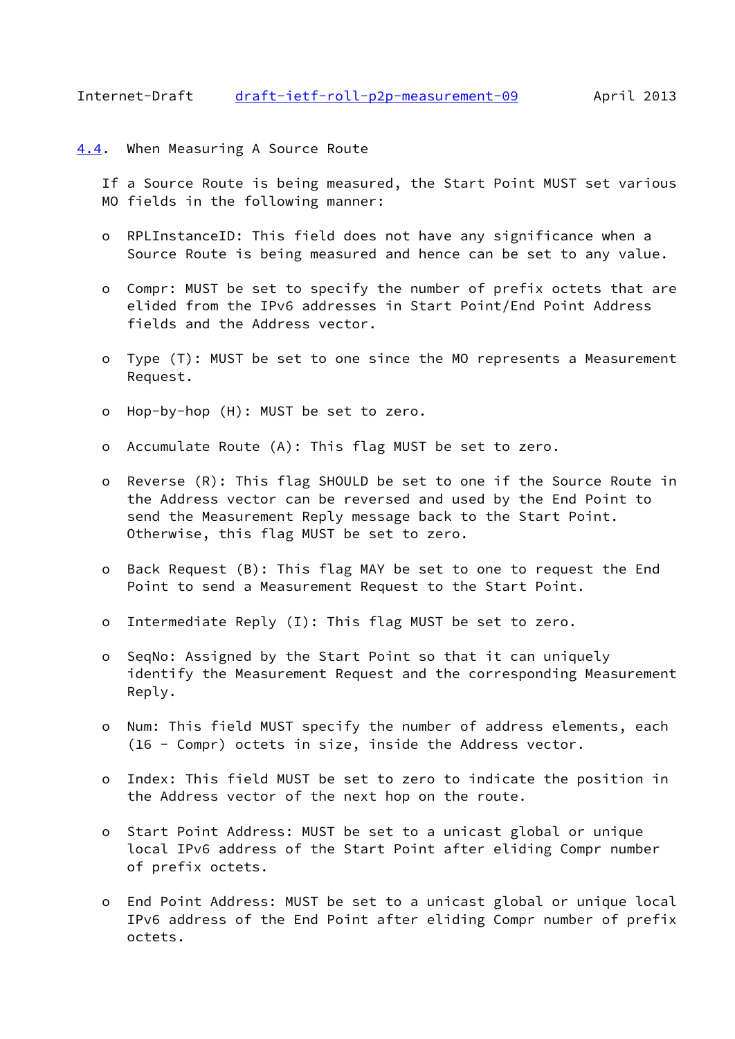### 4.4. When Measuring A Source Route

If a Source Route is being measured, the Start Point MUST set various MO fields in the following manner:

- RPLInstanceID: This field does not have any significance when a Source Route is being measured and hence can be set to any value.

- Compr: MUST be set to specify the number of prefix octets that are elided from the IPv6 addresses in Start Point/End Point Address fields and the Address vector.

- Type (T): MUST be set to one since the MO represents a Measurement Request.

- Hop-by-hop (H): MUST be set to zero.

- Accumulate Route (A): This flag MUST be set to zero.

- Reverse (R): This flag SHOULD be set to one if the Source Route in the Address vector can be reversed and used by the End Point to send the Measurement Reply message back to the Start Point. Otherwise, this flag MUST be set to zero.

- Back Request (B): This flag MAY be set to one to request the End Point to send a Measurement Request to the Start Point.

- Intermediate Reply (I): This flag MUST be set to zero.

- SeqNo: Assigned by the Start Point so that it can uniquely identify the Measurement Request and the corresponding Measurement Reply.

- Num: This field MUST specify the number of address elements, each (16 - Compr) octets in size, inside the Address vector.

- Index: This field MUST be set to zero to indicate the position in the Address vector of the next hop on the route.

- Start Point Address: MUST be set to a unicast global or unique local IPv6 address of the Start Point after eliding Compr number of prefix octets.

- End Point Address: MUST be set to a unicast global or unique local IPv6 address of the End Point after eliding Compr number of prefix octets.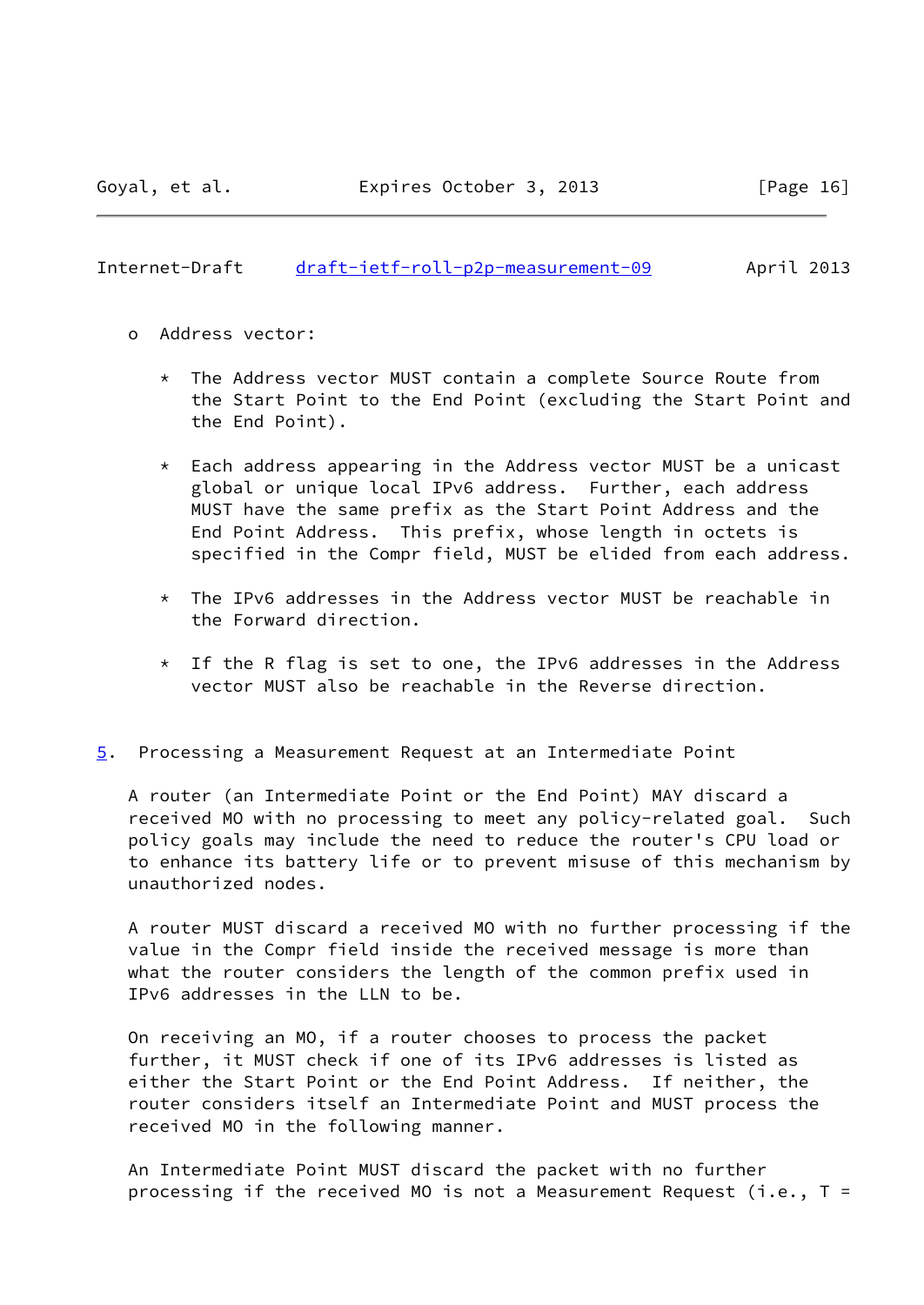- Address vector:

  * The Address vector MUST contain a complete Source Route from the Start Point to the End Point (excluding the Start Point and the End Point).

  * Each address appearing in the Address vector MUST be a unicast global or unique local IPv6 address. Further, each address MUST have the same prefix as the Start Point Address and the End Point Address. This prefix, whose length in octets is specified in the Compr field, MUST be elided from each address.

  * The IPv6 addresses in the Address vector MUST be reachable in the Forward direction.

  * If the R flag is set to one, the IPv6 addresses in the Address vector MUST also be reachable in the Reverse direction.

## 5. Processing a Measurement Request at an Intermediate Point

A router (an Intermediate Point or the End Point) MAY discard a received MO with no processing to meet any policy-related goal. Such policy goals may include the need to reduce the router's CPU load or to enhance its battery life or to prevent misuse of this mechanism by unauthorized nodes.

A router MUST discard a received MO with no further processing if the value in the Compr field inside the received message is more than what the router considers the length of the common prefix used in IPv6 addresses in the LLN to be.

On receiving an MO, if a router chooses to process the packet further, it MUST check if one of its IPv6 addresses is listed as either the Start Point or the End Point Address. If neither, the router considers itself an Intermediate Point and MUST process the received MO in the following manner.

An Intermediate Point MUST discard the packet with no further processing if the received MO is not a Measurement Request (i.e., T =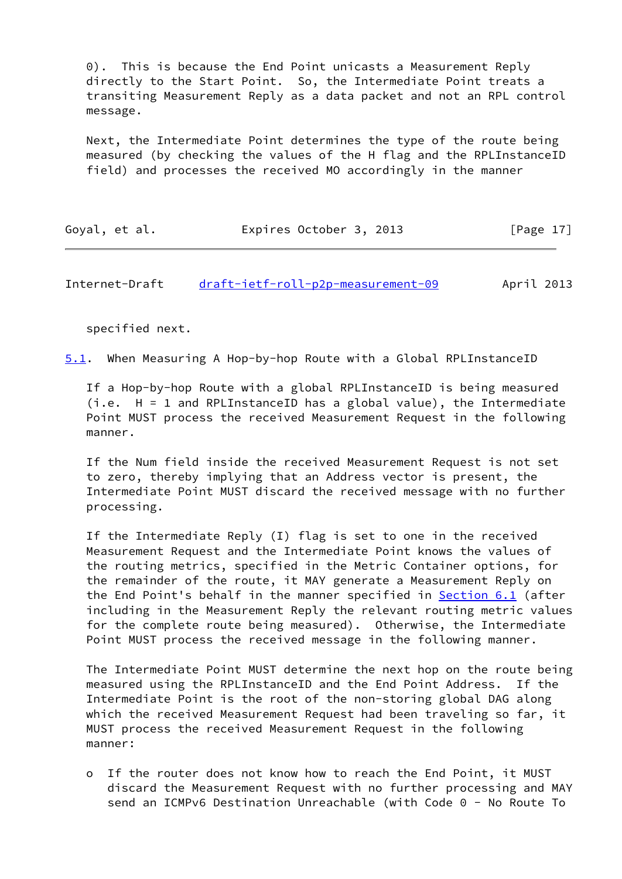0). This is because the End Point unicasts a Measurement Reply directly to the Start Point. So, the Intermediate Point treats a transiting Measurement Reply as a data packet and not an RPL control message.

Next, the Intermediate Point determines the type of the route being measured (by checking the values of the H flag and the RPLInstanceID field) and processes the received MO accordingly in the manner specified next.

## 5.1. When Measuring A Hop-by-hop Route with a Global RPLInstanceID

If a Hop-by-hop Route with a global RPLInstanceID is being measured (i.e. H = 1 and RPLInstanceID has a global value), the Intermediate Point MUST process the received Measurement Request in the following manner.

If the Num field inside the received Measurement Request is not set to zero, thereby implying that an Address vector is present, the Intermediate Point MUST discard the received message with no further processing.

If the Intermediate Reply (I) flag is set to one in the received Measurement Request and the Intermediate Point knows the values of the routing metrics, specified in the Metric Container options, for the remainder of the route, it MAY generate a Measurement Reply on the End Point's behalf in the manner specified in Section 6.1 (after including in the Measurement Reply the relevant routing metric values for the complete route being measured). Otherwise, the Intermediate Point MUST process the received message in the following manner.

The Intermediate Point MUST determine the next hop on the route being measured using the RPLInstanceID and the End Point Address. If the Intermediate Point is the root of the non-storing global DAG along which the received Measurement Request had been traveling so far, it MUST process the received Measurement Request in the following manner:

- o If the router does not know how to reach the End Point, it MUST discard the Measurement Request with no further processing and MAY send an ICMPv6 Destination Unreachable (with Code 0 - No Route To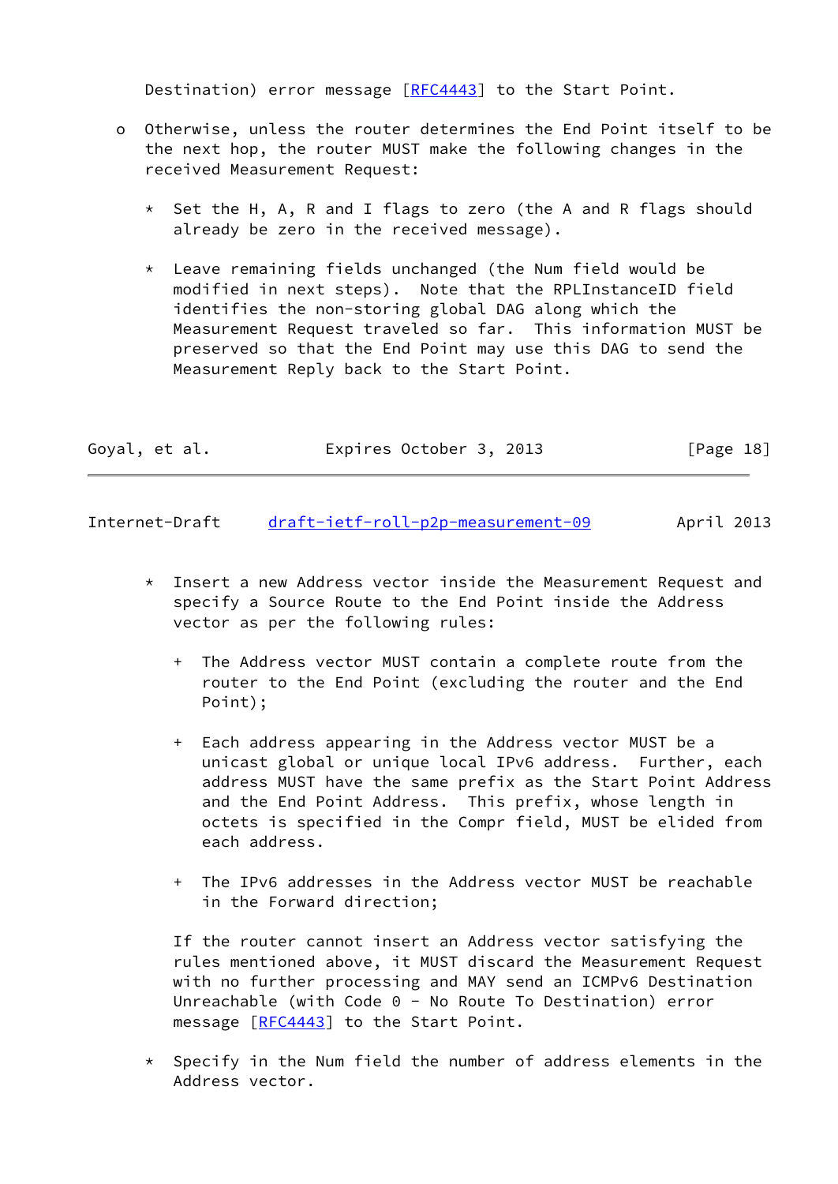Destination) error message [RFC4443] to the Start Point.

- Otherwise, unless the router determines the End Point itself to be the next hop, the router MUST make the following changes in the received Measurement Request:

  - Set the H, A, R and I flags to zero (the A and R flags should already be zero in the received message).

  - Leave remaining fields unchanged (the Num field would be modified in next steps). Note that the RPLInstanceID field identifies the non-storing global DAG along which the Measurement Request traveled so far. This information MUST be preserved so that the End Point may use this DAG to send the Measurement Reply back to the Start Point.

  - Insert a new Address vector inside the Measurement Request and specify a Source Route to the End Point inside the Address vector as per the following rules:

    - The Address vector MUST contain a complete route from the router to the End Point (excluding the router and the End Point);

    - Each address appearing in the Address vector MUST be a unicast global or unique local IPv6 address. Further, each address MUST have the same prefix as the Start Point Address and the End Point Address. This prefix, whose length in octets is specified in the Compr field, MUST be elided from each address.

    - The IPv6 addresses in the Address vector MUST be reachable in the Forward direction;

    If the router cannot insert an Address vector satisfying the rules mentioned above, it MUST discard the Measurement Request with no further processing and MAY send an ICMPv6 Destination Unreachable (with Code 0 - No Route To Destination) error message [RFC4443] to the Start Point.

  - Specify in the Num field the number of address elements in the Address vector.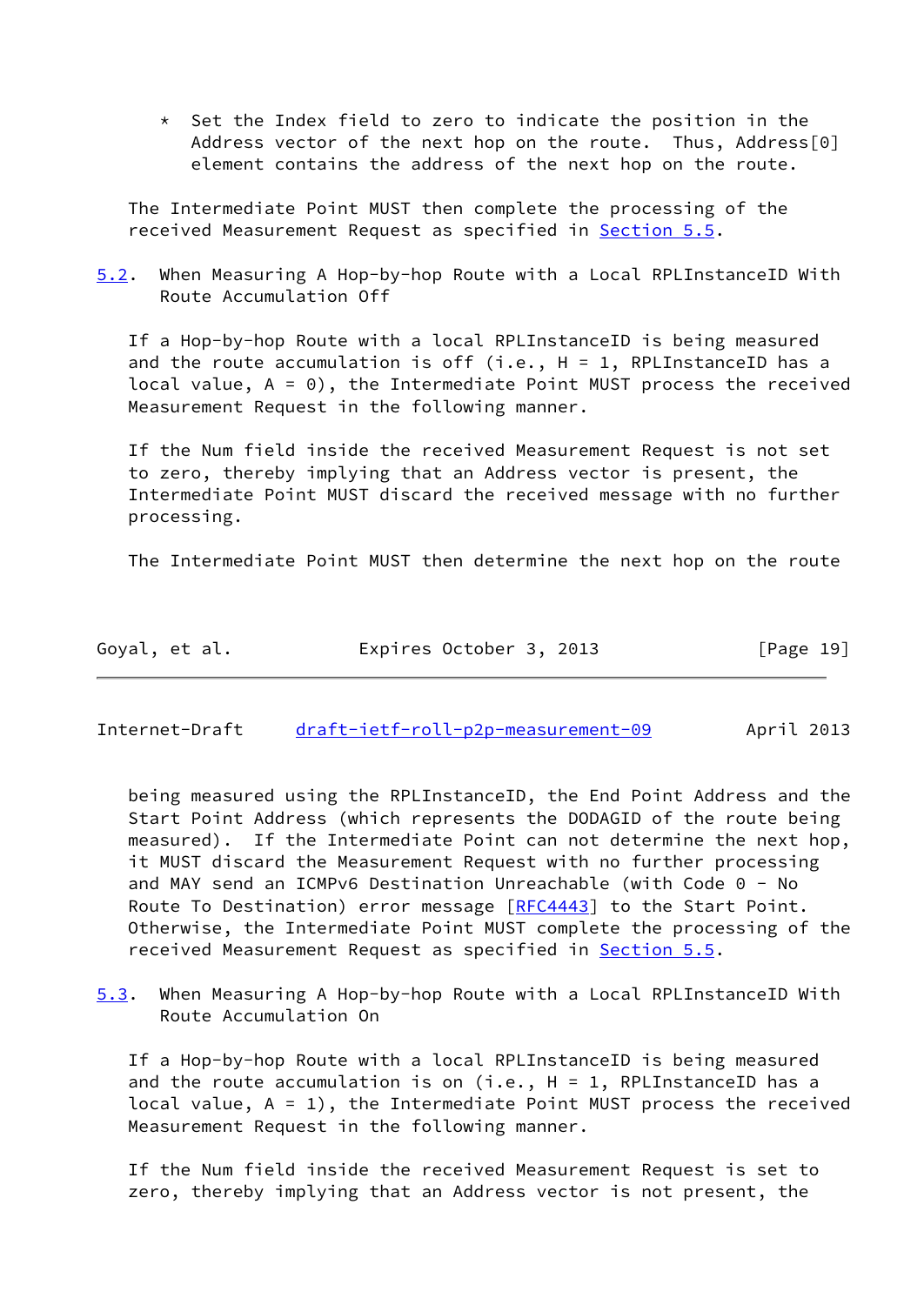* Set the Index field to zero to indicate the position in the Address vector of the next hop on the route. Thus, Address[0] element contains the address of the next hop on the route.

The Intermediate Point MUST then complete the processing of the received Measurement Request as specified in Section 5.5.

### 5.2. When Measuring A Hop-by-hop Route with a Local RPLInstanceID With Route Accumulation Off

If a Hop-by-hop Route with a local RPLInstanceID is being measured and the route accumulation is off (i.e., H = 1, RPLInstanceID has a local value, A = 0), the Intermediate Point MUST process the received Measurement Request in the following manner.

If the Num field inside the received Measurement Request is not set to zero, thereby implying that an Address vector is present, the Intermediate Point MUST discard the received message with no further processing.

The Intermediate Point MUST then determine the next hop on the route being measured using the RPLInstanceID, the End Point Address and the Start Point Address (which represents the DODAGID of the route being measured). If the Intermediate Point can not determine the next hop, it MUST discard the Measurement Request with no further processing and MAY send an ICMPv6 Destination Unreachable (with Code 0 - No Route To Destination) error message [RFC4443] to the Start Point. Otherwise, the Intermediate Point MUST complete the processing of the received Measurement Request as specified in Section 5.5.

### 5.3. When Measuring A Hop-by-hop Route with a Local RPLInstanceID With Route Accumulation On

If a Hop-by-hop Route with a local RPLInstanceID is being measured and the route accumulation is on (i.e., H = 1, RPLInstanceID has a local value, A = 1), the Intermediate Point MUST process the received Measurement Request in the following manner.

If the Num field inside the received Measurement Request is set to zero, thereby implying that an Address vector is not present, the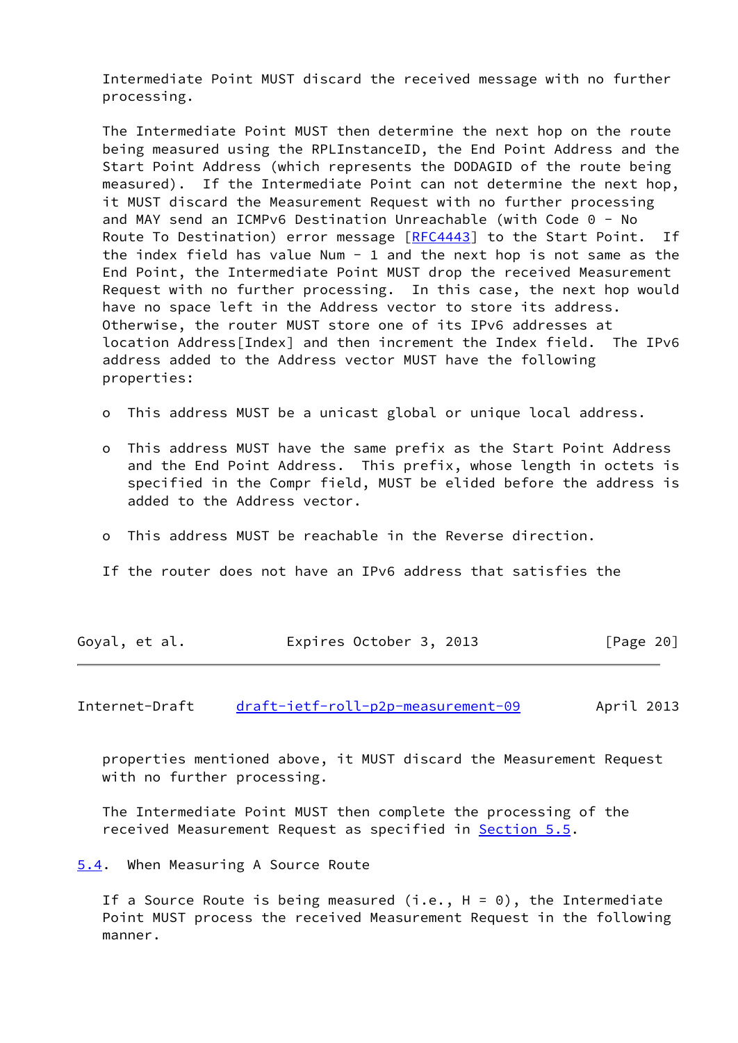Intermediate Point MUST discard the received message with no further processing.

The Intermediate Point MUST then determine the next hop on the route being measured using the RPLInstanceID, the End Point Address and the Start Point Address (which represents the DODAGID of the route being measured). If the Intermediate Point can not determine the next hop, it MUST discard the Measurement Request with no further processing and MAY send an ICMPv6 Destination Unreachable (with Code 0 - No Route To Destination) error message [RFC4443] to the Start Point. If the index field has value Num - 1 and the next hop is not same as the End Point, the Intermediate Point MUST drop the received Measurement Request with no further processing. In this case, the next hop would have no space left in the Address vector to store its address. Otherwise, the router MUST store one of its IPv6 addresses at location Address[Index] and then increment the Index field. The IPv6 address added to the Address vector MUST have the following properties:

- This address MUST be a unicast global or unique local address.
- This address MUST have the same prefix as the Start Point Address and the End Point Address. This prefix, whose length in octets is specified in the Compr field, MUST be elided before the address is added to the Address vector.
- This address MUST be reachable in the Reverse direction.

If the router does not have an IPv6 address that satisfies the properties mentioned above, it MUST discard the Measurement Request with no further processing.

The Intermediate Point MUST then complete the processing of the received Measurement Request as specified in Section 5.5.

## 5.4. When Measuring A Source Route

If a Source Route is being measured (i.e., H = 0), the Intermediate Point MUST process the received Measurement Request in the following manner.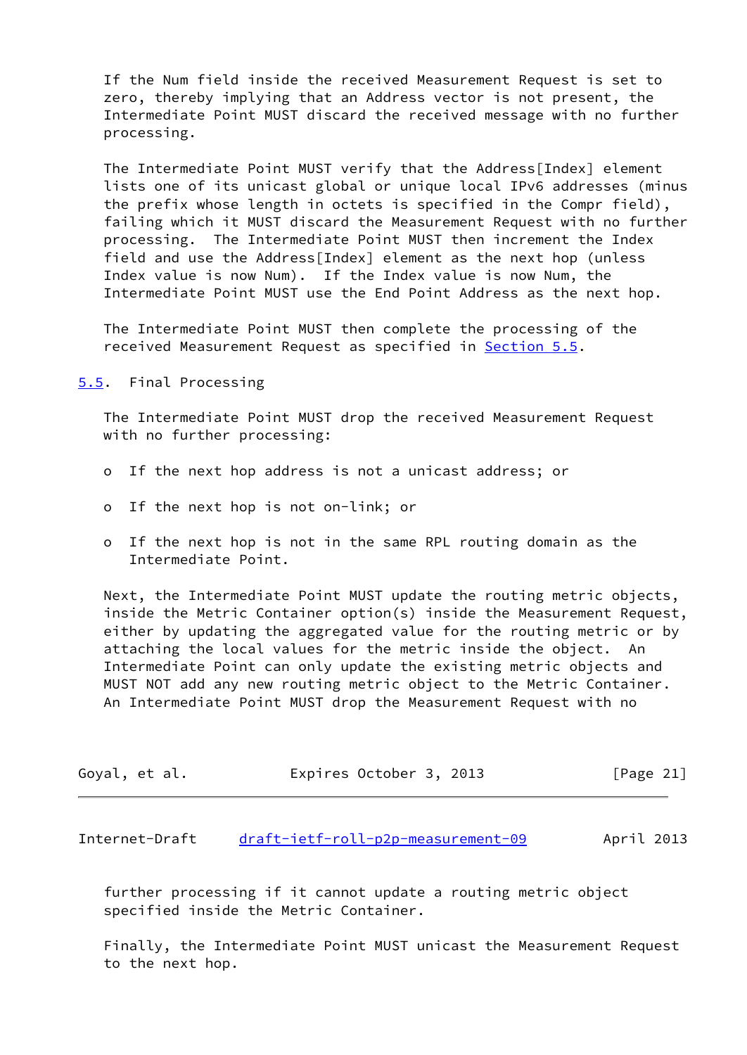If the Num field inside the received Measurement Request is set to zero, thereby implying that an Address vector is not present, the Intermediate Point MUST discard the received message with no further processing.

The Intermediate Point MUST verify that the Address[Index] element lists one of its unicast global or unique local IPv6 addresses (minus the prefix whose length in octets is specified in the Compr field), failing which it MUST discard the Measurement Request with no further processing. The Intermediate Point MUST then increment the Index field and use the Address[Index] element as the next hop (unless Index value is now Num). If the Index value is now Num, the Intermediate Point MUST use the End Point Address as the next hop.

The Intermediate Point MUST then complete the processing of the received Measurement Request as specified in Section 5.5.

## 5.5. Final Processing

The Intermediate Point MUST drop the received Measurement Request with no further processing:

- If the next hop address is not a unicast address; or
- If the next hop is not on-link; or
- If the next hop is not in the same RPL routing domain as the Intermediate Point.

Next, the Intermediate Point MUST update the routing metric objects, inside the Metric Container option(s) inside the Measurement Request, either by updating the aggregated value for the routing metric or by attaching the local values for the metric inside the object. An Intermediate Point can only update the existing metric objects and MUST NOT add any new routing metric object to the Metric Container. An Intermediate Point MUST drop the Measurement Request with no further processing if it cannot update a routing metric object specified inside the Metric Container.

Finally, the Intermediate Point MUST unicast the Measurement Request to the next hop.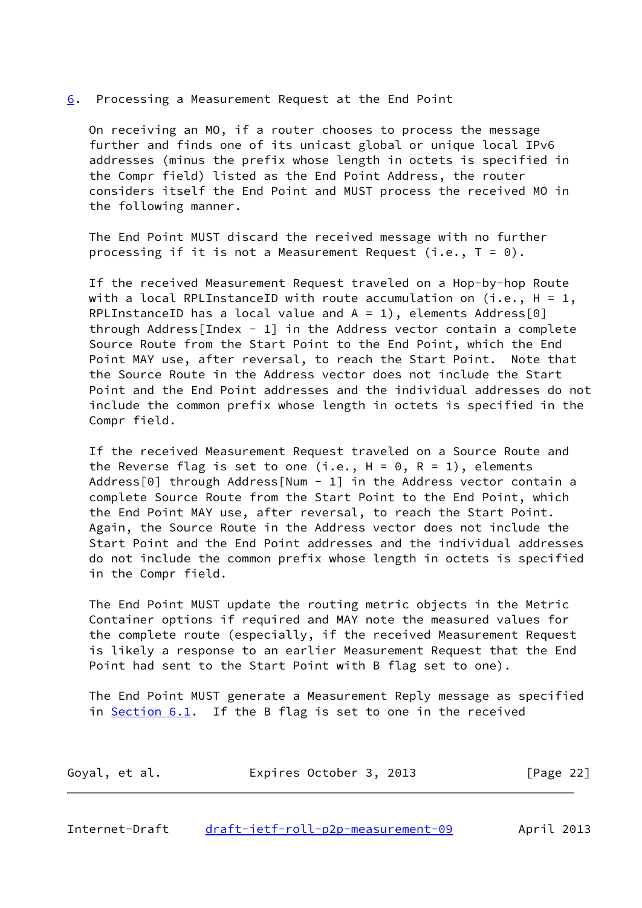## 6. Processing a Measurement Request at the End Point

On receiving an MO, if a router chooses to process the message further and finds one of its unicast global or unique local IPv6 addresses (minus the prefix whose length in octets is specified in the Compr field) listed as the End Point Address, the router considers itself the End Point and MUST process the received MO in the following manner.

The End Point MUST discard the received message with no further processing if it is not a Measurement Request (i.e., T = 0).

If the received Measurement Request traveled on a Hop-by-hop Route with a local RPLInstanceID with route accumulation on (i.e., H = 1, RPLInstanceID has a local value and A = 1), elements Address[0] through Address[Index - 1] in the Address vector contain a complete Source Route from the Start Point to the End Point, which the End Point MAY use, after reversal, to reach the Start Point. Note that the Source Route in the Address vector does not include the Start Point and the End Point addresses and the individual addresses do not include the common prefix whose length in octets is specified in the Compr field.

If the received Measurement Request traveled on a Source Route and the Reverse flag is set to one (i.e., H = 0, R = 1), elements Address[0] through Address[Num - 1] in the Address vector contain a complete Source Route from the Start Point to the End Point, which the End Point MAY use, after reversal, to reach the Start Point. Again, the Source Route in the Address vector does not include the Start Point and the End Point addresses and the individual addresses do not include the common prefix whose length in octets is specified in the Compr field.

The End Point MUST update the routing metric objects in the Metric Container options if required and MAY note the measured values for the complete route (especially, if the received Measurement Request is likely a response to an earlier Measurement Request that the End Point had sent to the Start Point with B flag set to one).

The End Point MUST generate a Measurement Reply message as specified in Section 6.1. If the B flag is set to one in the received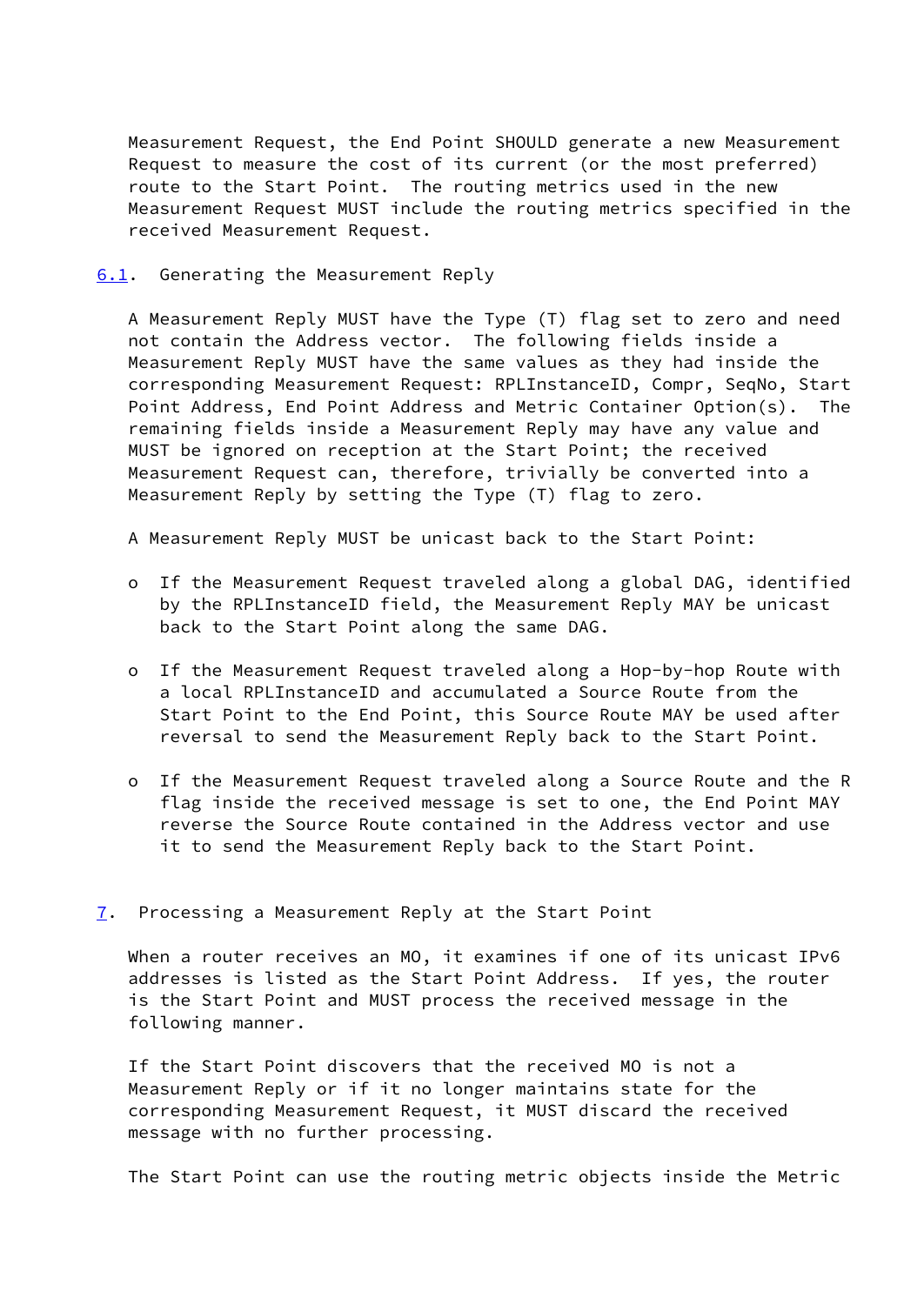Measurement Request, the End Point SHOULD generate a new Measurement Request to measure the cost of its current (or the most preferred) route to the Start Point. The routing metrics used in the new Measurement Request MUST include the routing metrics specified in the received Measurement Request.

### 6.1. Generating the Measurement Reply

A Measurement Reply MUST have the Type (T) flag set to zero and need not contain the Address vector. The following fields inside a Measurement Reply MUST have the same values as they had inside the corresponding Measurement Request: RPLInstanceID, Compr, SeqNo, Start Point Address, End Point Address and Metric Container Option(s). The remaining fields inside a Measurement Reply may have any value and MUST be ignored on reception at the Start Point; the received Measurement Request can, therefore, trivially be converted into a Measurement Reply by setting the Type (T) flag to zero.

A Measurement Reply MUST be unicast back to the Start Point:

- If the Measurement Request traveled along a global DAG, identified by the RPLInstanceID field, the Measurement Reply MAY be unicast back to the Start Point along the same DAG.
- If the Measurement Request traveled along a Hop-by-hop Route with a local RPLInstanceID and accumulated a Source Route from the Start Point to the End Point, this Source Route MAY be used after reversal to send the Measurement Reply back to the Start Point.
- If the Measurement Request traveled along a Source Route and the R flag inside the received message is set to one, the End Point MAY reverse the Source Route contained in the Address vector and use it to send the Measurement Reply back to the Start Point.

## 7. Processing a Measurement Reply at the Start Point

When a router receives an MO, it examines if one of its unicast IPv6 addresses is listed as the Start Point Address. If yes, the router is the Start Point and MUST process the received message in the following manner.

If the Start Point discovers that the received MO is not a Measurement Reply or if it no longer maintains state for the corresponding Measurement Request, it MUST discard the received message with no further processing.

The Start Point can use the routing metric objects inside the Metric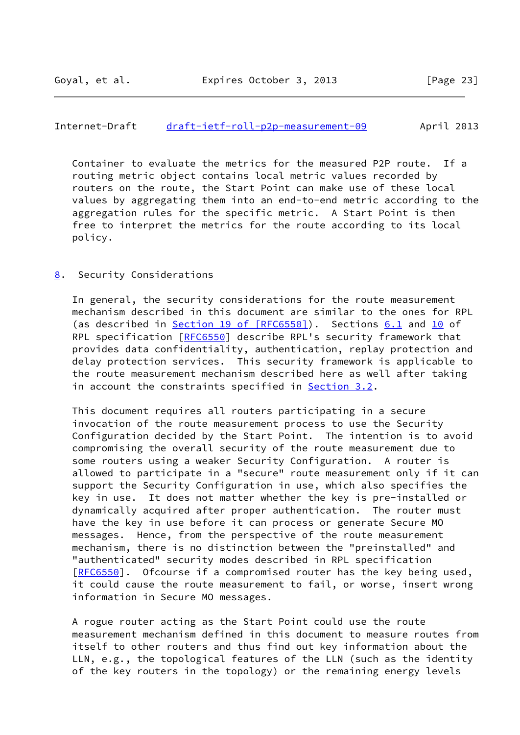Container to evaluate the metrics for the measured P2P route. If a routing metric object contains local metric values recorded by routers on the route, the Start Point can make use of these local values by aggregating them into an end-to-end metric according to the aggregation rules for the specific metric. A Start Point is then free to interpret the metrics for the route according to its local policy.

## 8. Security Considerations

In general, the security considerations for the route measurement mechanism described in this document are similar to the ones for RPL (as described in Section 19 of [RFC6550]). Sections 6.1 and 10 of RPL specification [RFC6550] describe RPL's security framework that provides data confidentiality, authentication, replay protection and delay protection services. This security framework is applicable to the route measurement mechanism described here as well after taking in account the constraints specified in Section 3.2.

This document requires all routers participating in a secure invocation of the route measurement process to use the Security Configuration decided by the Start Point. The intention is to avoid compromising the overall security of the route measurement due to some routers using a weaker Security Configuration. A router is allowed to participate in a "secure" route measurement only if it can support the Security Configuration in use, which also specifies the key in use. It does not matter whether the key is pre-installed or dynamically acquired after proper authentication. The router must have the key in use before it can process or generate Secure MO messages. Hence, from the perspective of the route measurement mechanism, there is no distinction between the "preinstalled" and "authenticated" security modes described in RPL specification [RFC6550]. Ofcourse if a compromised router has the key being used, it could cause the route measurement to fail, or worse, insert wrong information in Secure MO messages.

A rogue router acting as the Start Point could use the route measurement mechanism defined in this document to measure routes from itself to other routers and thus find out key information about the LLN, e.g., the topological features of the LLN (such as the identity of the key routers in the topology) or the remaining energy levels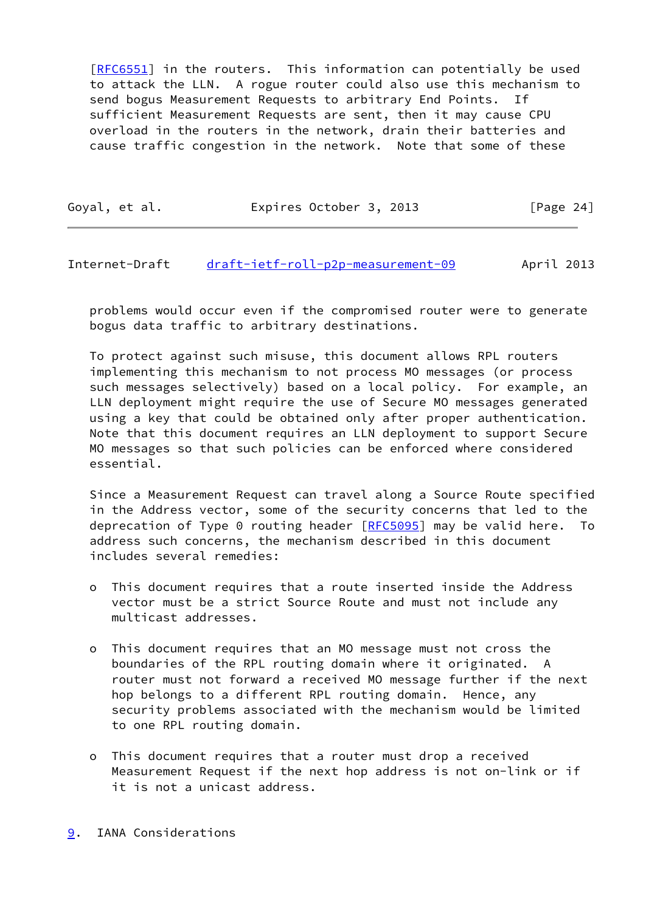[RFC6551] in the routers. This information can potentially be used to attack the LLN. A rogue router could also use this mechanism to send bogus Measurement Requests to arbitrary End Points. If sufficient Measurement Requests are sent, then it may cause CPU overload in the routers in the network, drain their batteries and cause traffic congestion in the network. Note that some of these problems would occur even if the compromised router were to generate bogus data traffic to arbitrary destinations.

To protect against such misuse, this document allows RPL routers implementing this mechanism to not process MO messages (or process such messages selectively) based on a local policy. For example, an LLN deployment might require the use of Secure MO messages generated using a key that could be obtained only after proper authentication. Note that this document requires an LLN deployment to support Secure MO messages so that such policies can be enforced where considered essential.

Since a Measurement Request can travel along a Source Route specified in the Address vector, some of the security concerns that led to the deprecation of Type 0 routing header [RFC5095] may be valid here. To address such concerns, the mechanism described in this document includes several remedies:

- This document requires that a route inserted inside the Address vector must be a strict Source Route and must not include any multicast addresses.

- This document requires that an MO message must not cross the boundaries of the RPL routing domain where it originated. A router must not forward a received MO message further if the next hop belongs to a different RPL routing domain. Hence, any security problems associated with the mechanism would be limited to one RPL routing domain.

- This document requires that a router must drop a received Measurement Request if the next hop address is not on-link or if it is not a unicast address.

## 9. IANA Considerations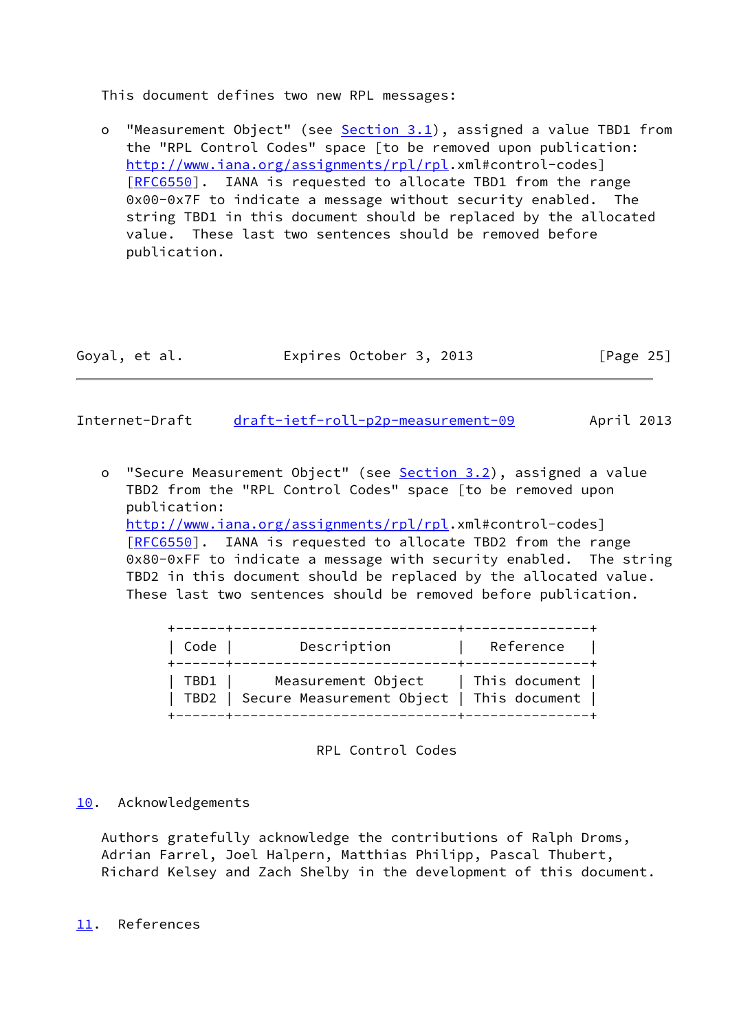This document defines two new RPL messages:

- "Measurement Object" (see Section 3.1), assigned a value TBD1 from the "RPL Control Codes" space [to be removed upon publication: http://www.iana.org/assignments/rpl/rpl.xml#control-codes] [RFC6550]. IANA is requested to allocate TBD1 from the range 0x00-0x7F to indicate a message without security enabled. The string TBD1 in this document should be replaced by the allocated value. These last two sentences should be removed before publication.

- "Secure Measurement Object" (see Section 3.2), assigned a value TBD2 from the "RPL Control Codes" space [to be removed upon publication: http://www.iana.org/assignments/rpl/rpl.xml#control-codes] [RFC6550]. IANA is requested to allocate TBD2 from the range 0x80-0xFF to indicate a message with security enabled. The string TBD2 in this document should be replaced by the allocated value. These last two sentences should be removed before publication.

| Code | Description | Reference |
|---|---|---|
| TBD1 | Measurement Object | This document |
| TBD2 | Secure Measurement Object | This document |

RPL Control Codes

## 10. Acknowledgements

Authors gratefully acknowledge the contributions of Ralph Droms, Adrian Farrel, Joel Halpern, Matthias Philipp, Pascal Thubert, Richard Kelsey and Zach Shelby in the development of this document.

## 11. References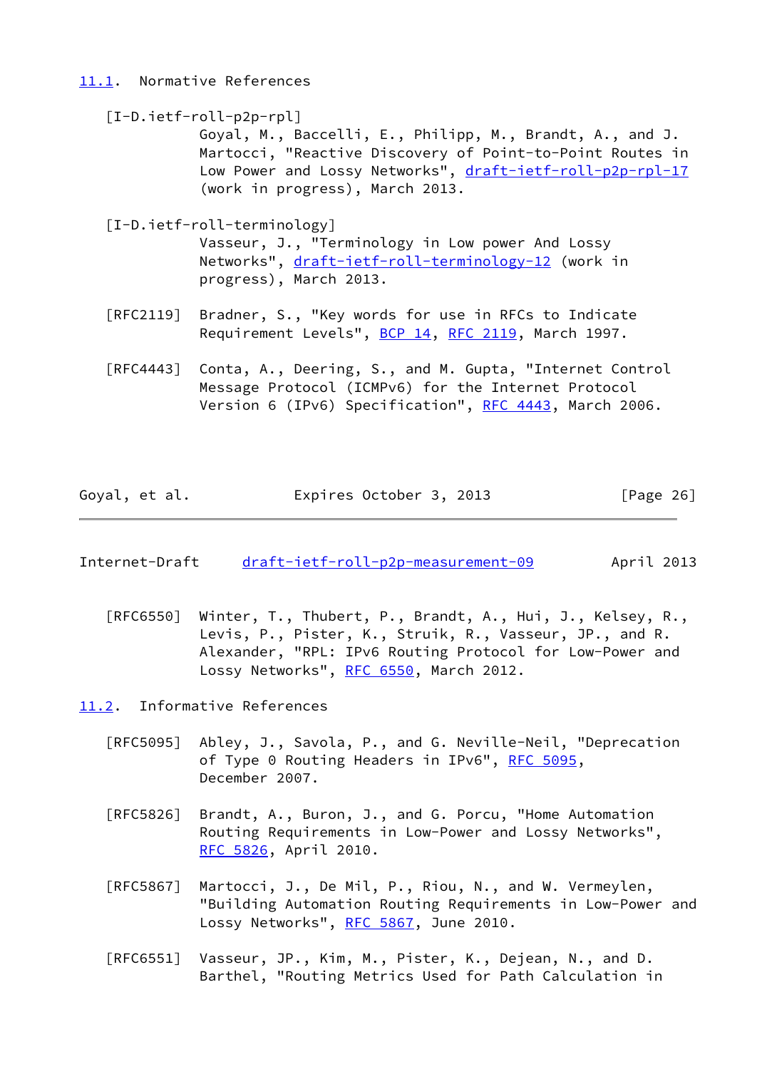### 11.1. Normative References

[I-D.ietf-roll-p2p-rpl]
Goyal, M., Baccelli, E., Philipp, M., Brandt, A., and J. Martocci, "Reactive Discovery of Point-to-Point Routes in Low Power and Lossy Networks", draft-ietf-roll-p2p-rpl-17 (work in progress), March 2013.

[I-D.ietf-roll-terminology]
Vasseur, J., "Terminology in Low power And Lossy Networks", draft-ietf-roll-terminology-12 (work in progress), March 2013.

[RFC2119] Bradner, S., "Key words for use in RFCs to Indicate Requirement Levels", BCP 14, RFC 2119, March 1997.

[RFC4443] Conta, A., Deering, S., and M. Gupta, "Internet Control Message Protocol (ICMPv6) for the Internet Protocol Version 6 (IPv6) Specification", RFC 4443, March 2006.

[RFC6550] Winter, T., Thubert, P., Brandt, A., Hui, J., Kelsey, R., Levis, P., Pister, K., Struik, R., Vasseur, JP., and R. Alexander, "RPL: IPv6 Routing Protocol for Low-Power and Lossy Networks", RFC 6550, March 2012.

### 11.2. Informative References

[RFC5095] Abley, J., Savola, P., and G. Neville-Neil, "Deprecation of Type 0 Routing Headers in IPv6", RFC 5095, December 2007.

[RFC5826] Brandt, A., Buron, J., and G. Porcu, "Home Automation Routing Requirements in Low-Power and Lossy Networks", RFC 5826, April 2010.

[RFC5867] Martocci, J., De Mil, P., Riou, N., and W. Vermeylen, "Building Automation Routing Requirements in Low-Power and Lossy Networks", RFC 5867, June 2010.

[RFC6551] Vasseur, JP., Kim, M., Pister, K., Dejean, N., and D. Barthel, "Routing Metrics Used for Path Calculation in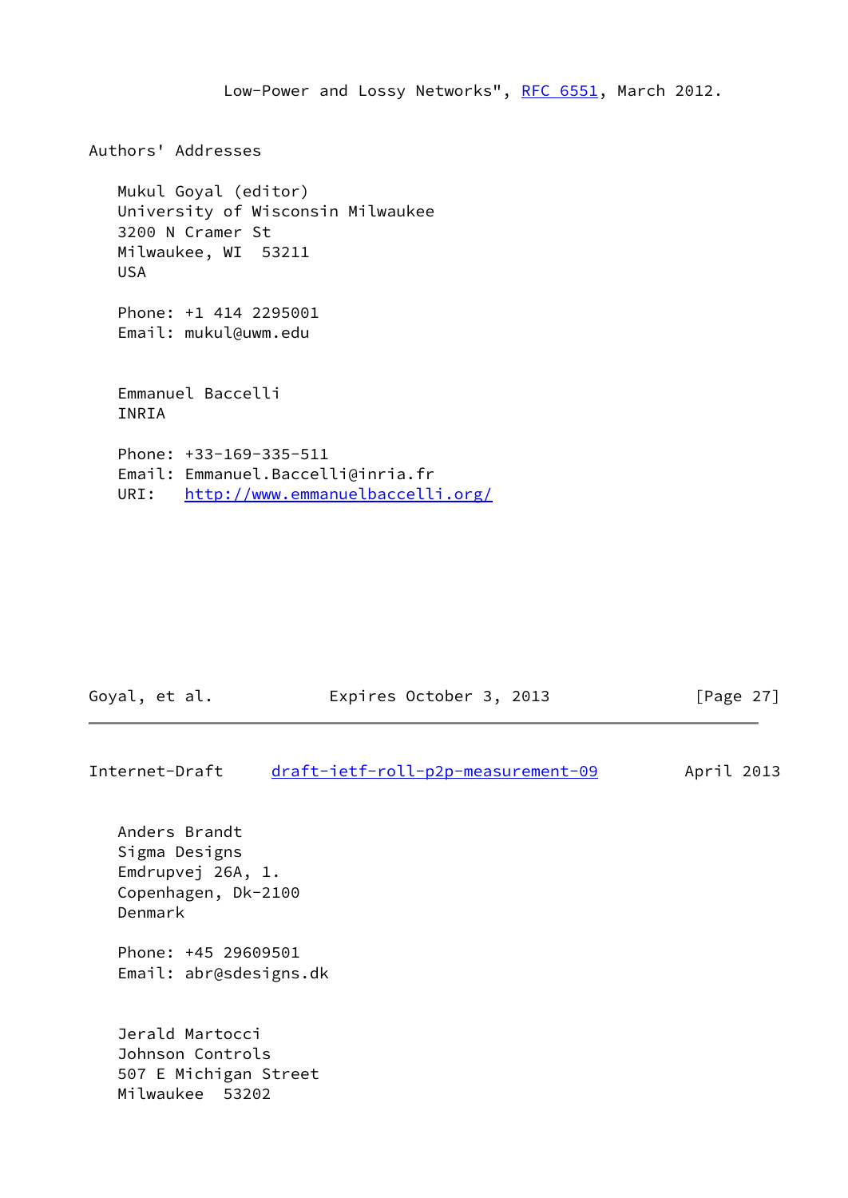Low-Power and Lossy Networks", RFC 6551, March 2012.

## Authors' Addresses

Mukul Goyal (editor)
University of Wisconsin Milwaukee
3200 N Cramer St
Milwaukee, WI  53211
USA

Phone: +1 414 2295001
Email: mukul@uwm.edu

Emmanuel Baccelli
INRIA

Phone: +33-169-335-511
Email: Emmanuel.Baccelli@inria.fr
URI:   http://www.emmanuelbaccelli.org/

Anders Brandt
Sigma Designs
Emdrupvej 26A, 1.
Copenhagen, Dk-2100
Denmark

Phone: +45 29609501
Email: abr@sdesigns.dk

Jerald Martocci
Johnson Controls
507 E Michigan Street
Milwaukee  53202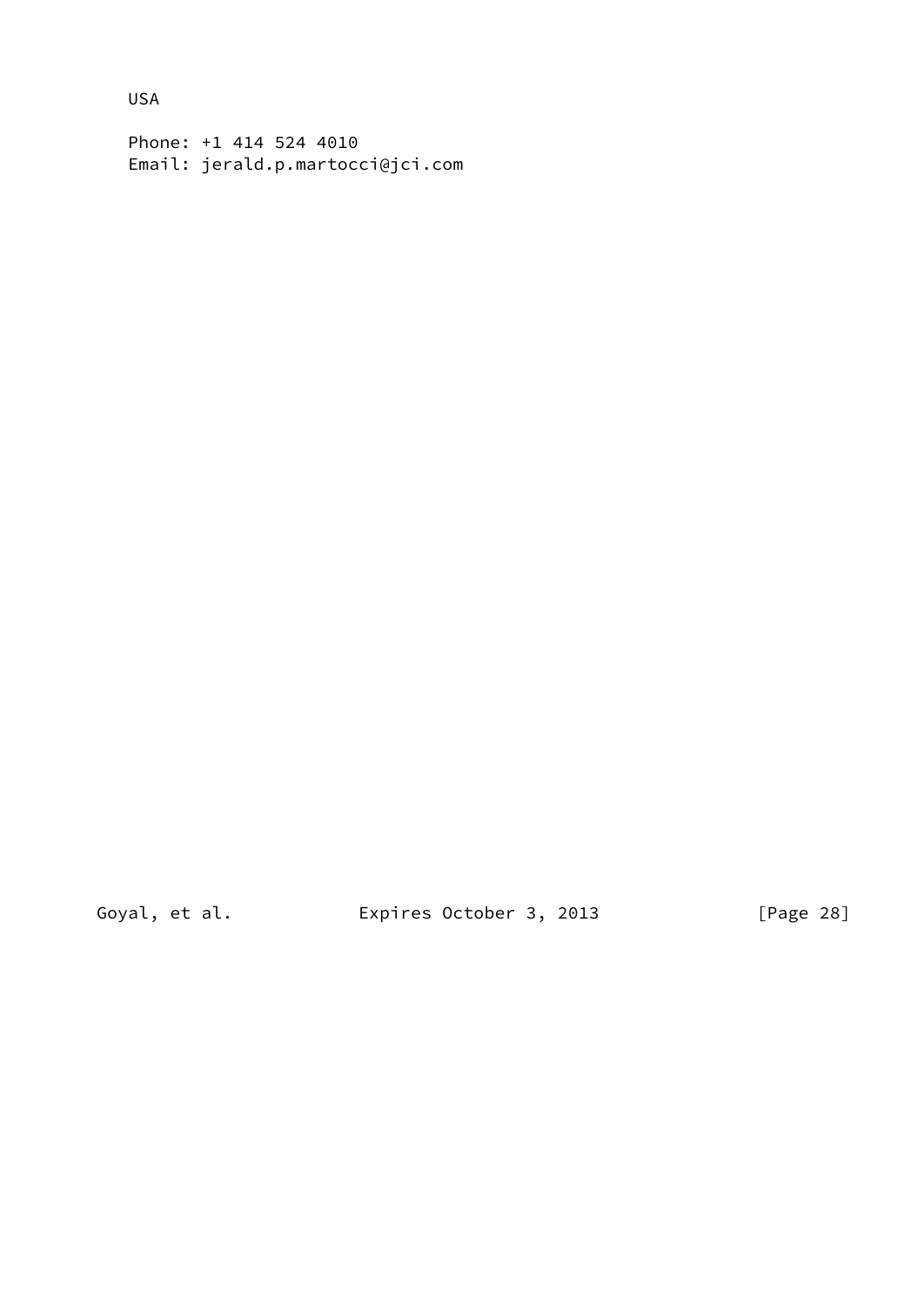USA

Phone: +1 414 524 4010
Email: jerald.p.martocci@jci.com